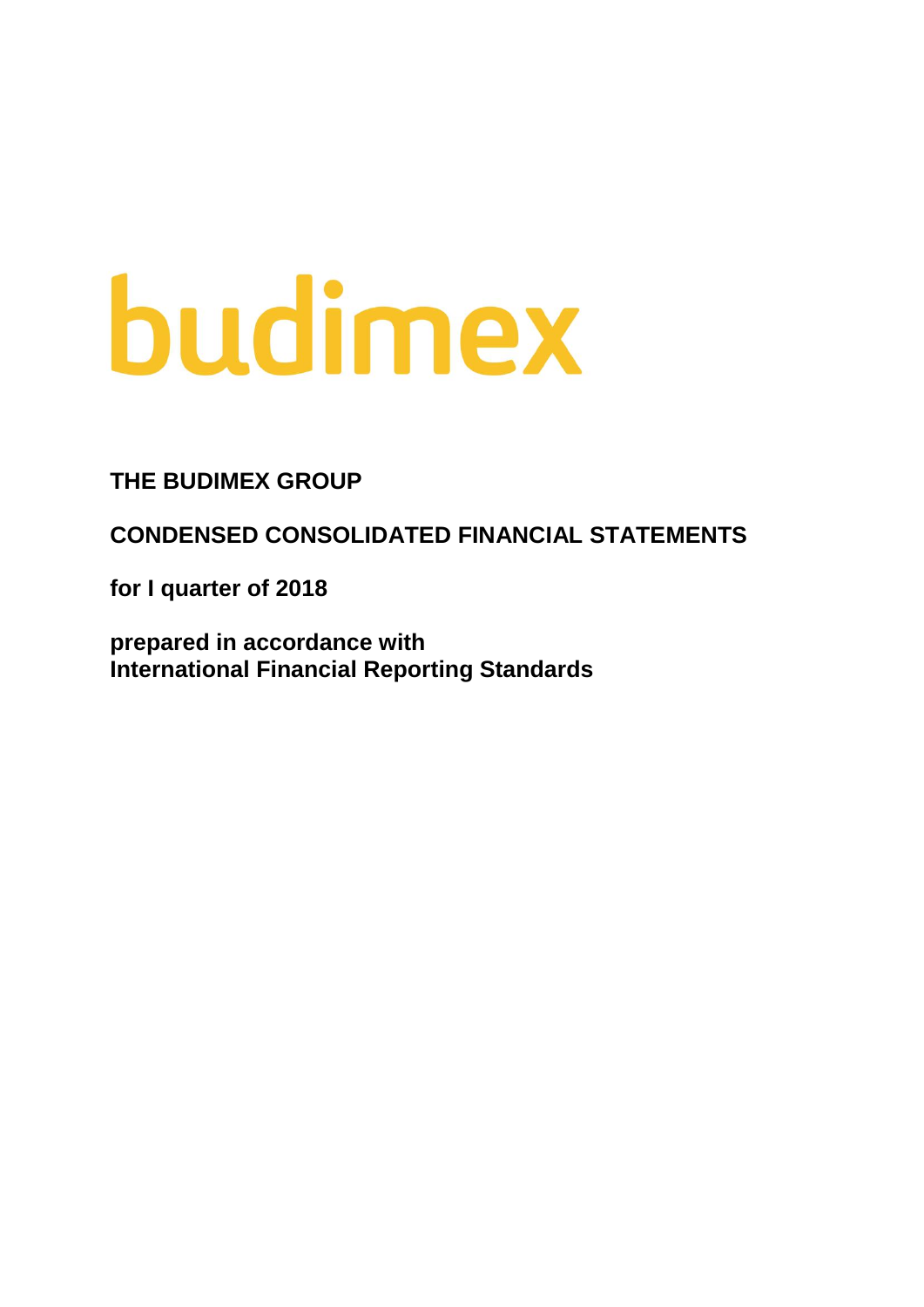budimex

# THE BUDIMEX GROUP

## CONDENSED CONSOLIDATED FINANCIAL STATEMENTS

**for I quarter of 2018**

**prepared in accordance with**
**International Financial Reporting Standards**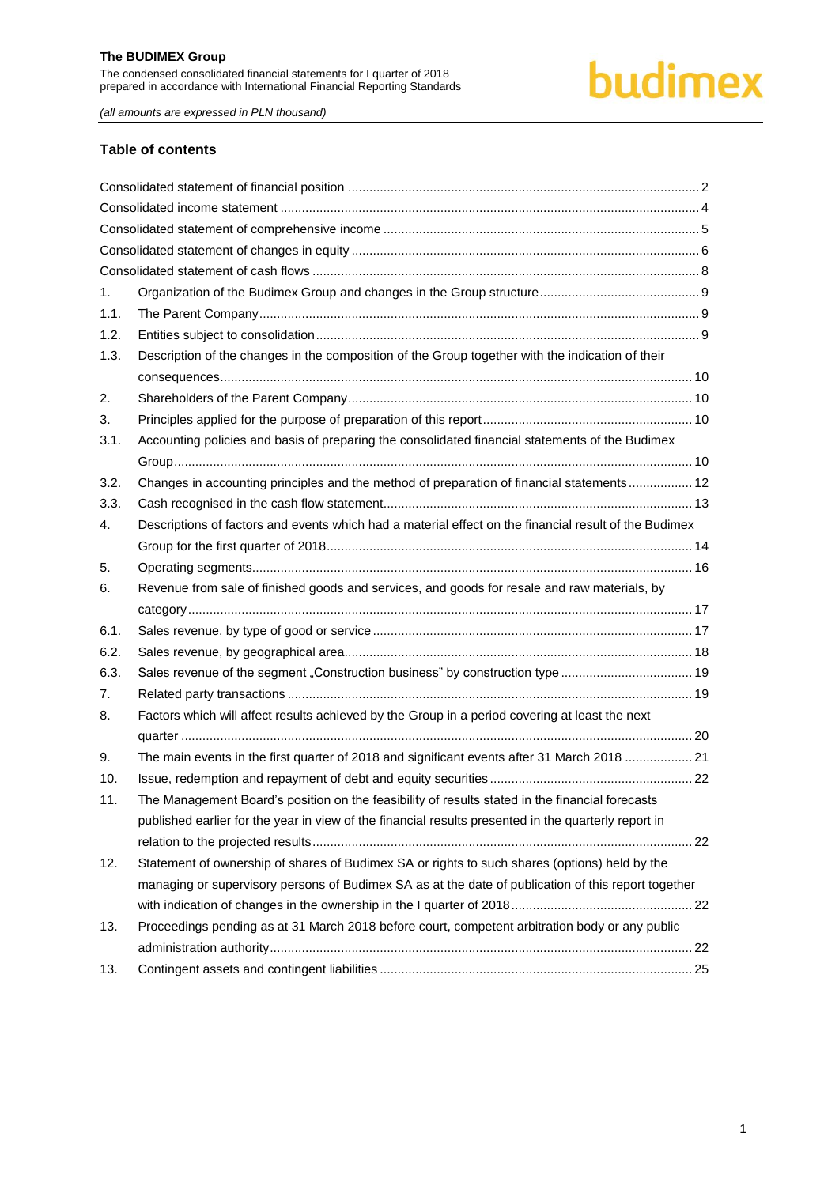## Table of contents

- Consolidated statement of financial position ........................................................................................... 2
- Consolidated income statement ................................................................................................................ 4
- Consolidated statement of comprehensive income .................................................................................. 5
- Consolidated statement of changes in equity ........................................................................................... 6
- Consolidated statement of cash flows ...................................................................................................... 8

1. Organization of the Budimex Group and changes in the Group structure ............................................. 9
   - 1.1. The Parent Company ..................................................................................................................... 9
   - 1.2. Entities subject to consolidation ..................................................................................................... 9
   - 1.3. Description of the changes in the composition of the Group together with the indication of their consequences ................................................................................................................................. 10
2. Shareholders of the Parent Company ................................................................................................... 10
3. Principles applied for the purpose of preparation of this report ............................................................ 10
   - 3.1. Accounting policies and basis of preparing the consolidated financial statements of the Budimex Group ............................................................................................................................................. 10
   - 3.2. Changes in accounting principles and the method of preparation of financial statements ................. 12
   - 3.3. Cash recognised in the cash flow statement ................................................................................... 13
4. Descriptions of factors and events which had a material effect on the financial result of the Budimex Group for the first quarter of 2018 ......................................................................................................... 14
5. Operating segments ............................................................................................................................... 16
6. Revenue from sale of finished goods and services, and goods for resale and raw materials, by category .................................................................................................................................................. 17
   - 6.1. Sales revenue, by type of good or service ...................................................................................... 17
   - 6.2. Sales revenue, by geographical area .............................................................................................. 18
   - 6.3. Sales revenue of the segment „Construction business" by construction type .................................... 19
7. Related party transactions ..................................................................................................................... 19
8. Factors which will affect results achieved by the Group in a period covering at least the next quarter .................................................................................................................................................... 20
9. The main events in the first quarter of 2018 and significant events after 31 March 2018 ................... 21
10. Issue, redemption and repayment of debt and equity securities ........................................................... 22
11. The Management Board's position on the feasibility of results stated in the financial forecasts published earlier for the year in view of the financial results presented in the quarterly report in relation to the projected results ................................................................................................................ 22
12. Statement of ownership of shares of Budimex SA or rights to such shares (options) held by the managing or supervisory persons of Budimex SA as at the date of publication of this report together with indication of changes in the ownership in the I quarter of 2018 ...................................................... 22
13. Proceedings pending as at 31 March 2018 before court, competent arbitration body or any public administration authority ......................................................................................................................... 22
13. Contingent assets and contingent liabilities ........................................................................................... 25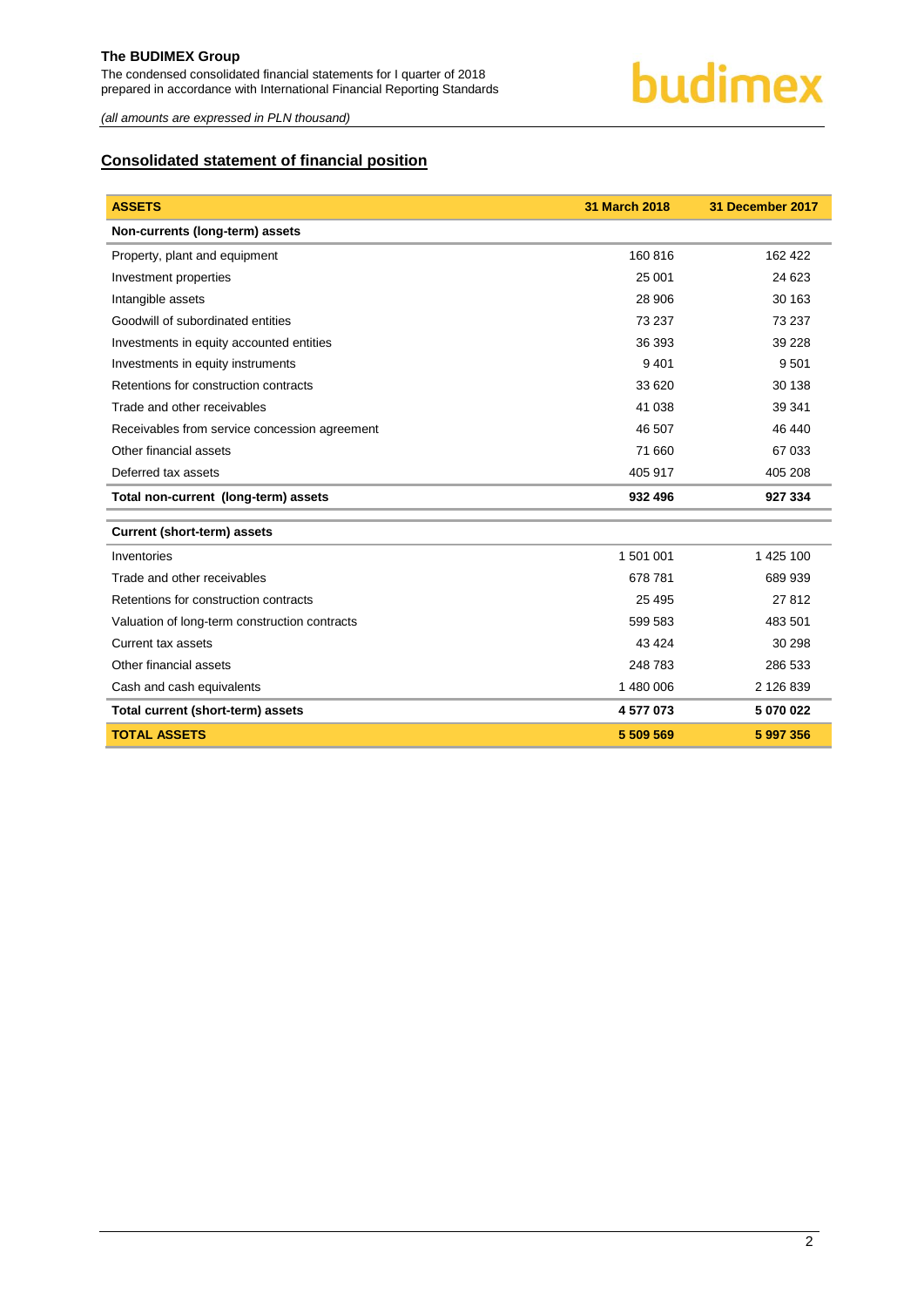## Consolidated statement of financial position

| ASSETS | 31 March 2018 | 31 December 2017 |
|---|---|---|
| **Non-currents (long-term) assets** | | |
| Property, plant and equipment | 160 816 | 162 422 |
| Investment properties | 25 001 | 24 623 |
| Intangible assets | 28 906 | 30 163 |
| Goodwill of subordinated entities | 73 237 | 73 237 |
| Investments in equity accounted entities | 36 393 | 39 228 |
| Investments in equity instruments | 9 401 | 9 501 |
| Retentions for construction contracts | 33 620 | 30 138 |
| Trade and other receivables | 41 038 | 39 341 |
| Receivables from service concession agreement | 46 507 | 46 440 |
| Other financial assets | 71 660 | 67 033 |
| Deferred tax assets | 405 917 | 405 208 |
| **Total non-current (long-term) assets** | **932 496** | **927 334** |
| **Current (short-term) assets** | | |
| Inventories | 1 501 001 | 1 425 100 |
| Trade and other receivables | 678 781 | 689 939 |
| Retentions for construction contracts | 25 495 | 27 812 |
| Valuation of long-term construction contracts | 599 583 | 483 501 |
| Current tax assets | 43 424 | 30 298 |
| Other financial assets | 248 783 | 286 533 |
| Cash and cash equivalents | 1 480 006 | 2 126 839 |
| **Total current (short-term) assets** | **4 577 073** | **5 070 022** |
| **TOTAL ASSETS** | **5 509 569** | **5 997 356** |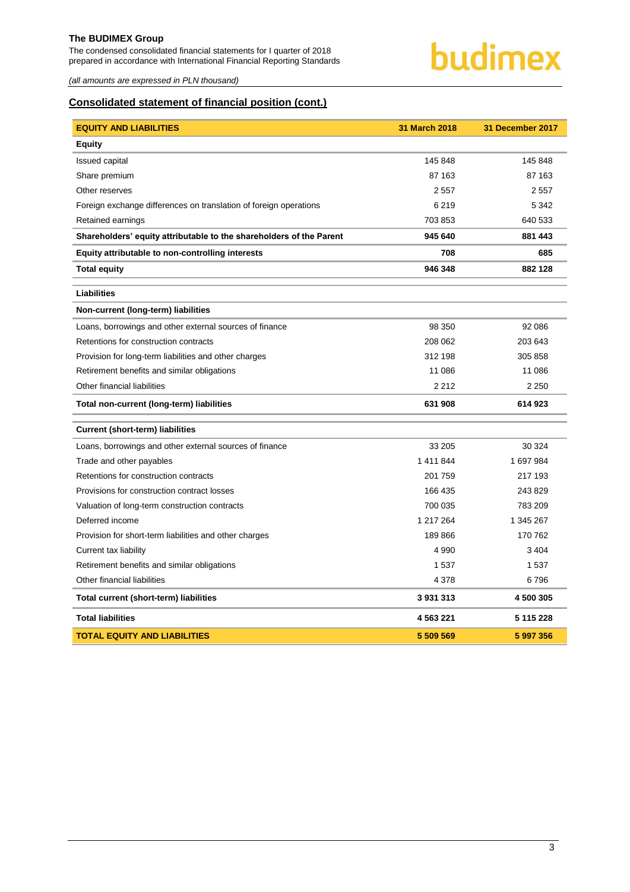*(all amounts are expressed in PLN thousand)*

## Consolidated statement of financial position (cont.)

| EQUITY AND LIABILITIES | 31 March 2018 | 31 December 2017 |
|---|---|---|
| **Equity** | | |
| Issued capital | 145 848 | 145 848 |
| Share premium | 87 163 | 87 163 |
| Other reserves | 2 557 | 2 557 |
| Foreign exchange differences on translation of foreign operations | 6 219 | 5 342 |
| Retained earnings | 703 853 | 640 533 |
| **Shareholders' equity attributable to the shareholders of the Parent** | **945 640** | **881 443** |
| **Equity attributable to non-controlling interests** | **708** | **685** |
| **Total equity** | **946 348** | **882 128** |
| **Liabilities** | | |
| **Non-current (long-term) liabilities** | | |
| Loans, borrowings and other external sources of finance | 98 350 | 92 086 |
| Retentions for construction contracts | 208 062 | 203 643 |
| Provision for long-term liabilities and other charges | 312 198 | 305 858 |
| Retirement benefits and similar obligations | 11 086 | 11 086 |
| Other financial liabilities | 2 212 | 2 250 |
| **Total non-current (long-term) liabilities** | **631 908** | **614 923** |
| **Current (short-term) liabilities** | | |
| Loans, borrowings and other external sources of finance | 33 205 | 30 324 |
| Trade and other payables | 1 411 844 | 1 697 984 |
| Retentions for construction contracts | 201 759 | 217 193 |
| Provisions for construction contract losses | 166 435 | 243 829 |
| Valuation of long-term construction contracts | 700 035 | 783 209 |
| Deferred income | 1 217 264 | 1 345 267 |
| Provision for short-term liabilities and other charges | 189 866 | 170 762 |
| Current tax liability | 4 990 | 3 404 |
| Retirement benefits and similar obligations | 1 537 | 1 537 |
| Other financial liabilities | 4 378 | 6 796 |
| **Total current (short-term) liabilities** | **3 931 313** | **4 500 305** |
| **Total liabilities** | **4 563 221** | **5 115 228** |
| **TOTAL EQUITY AND LIABILITIES** | **5 509 569** | **5 997 356** |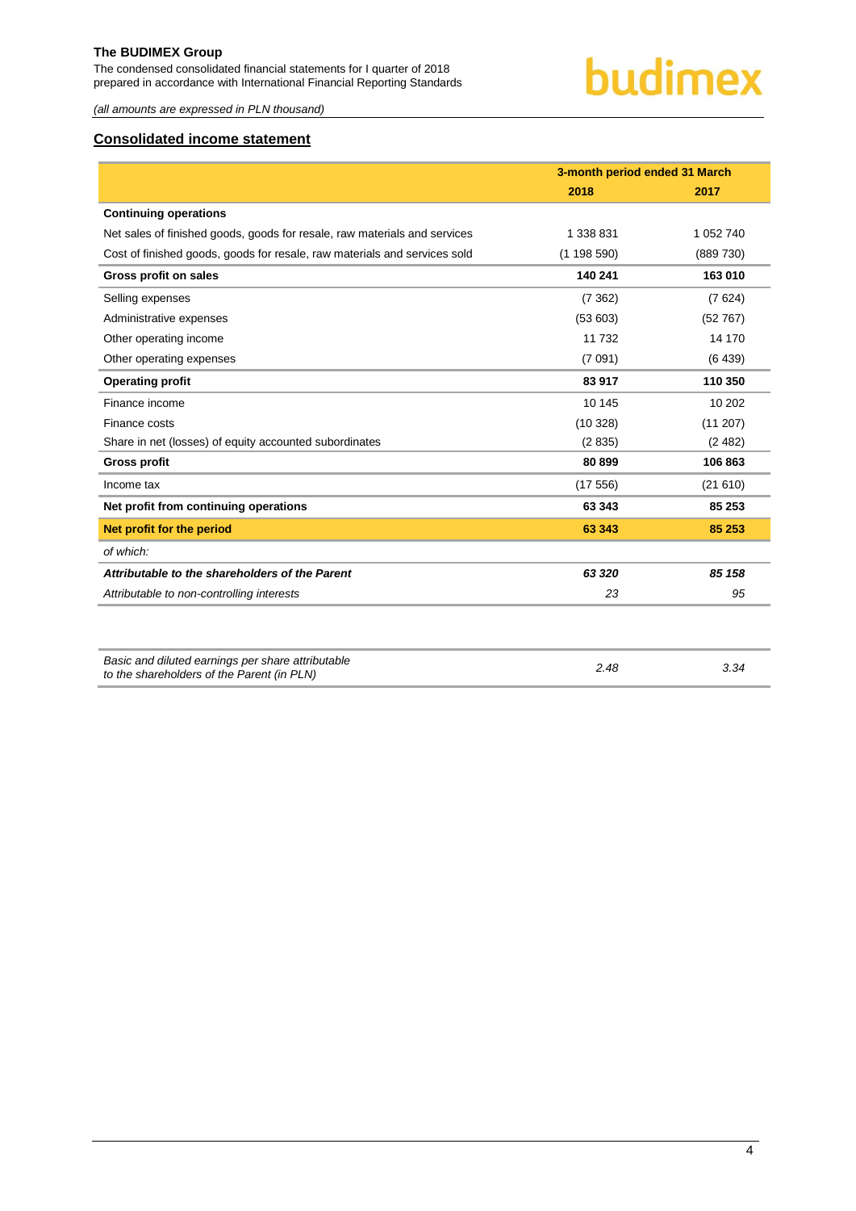*(all amounts are expressed in PLN thousand)*

## Consolidated income statement

| | 3-month period ended 31 March | |
|---|---|---|
| | **2018** | **2017** |
| **Continuing operations** | | |
| Net sales of finished goods, goods for resale, raw materials and services | 1 338 831 | 1 052 740 |
| Cost of finished goods, goods for resale, raw materials and services sold | (1 198 590) | (889 730) |
| **Gross profit on sales** | **140 241** | **163 010** |
| Selling expenses | (7 362) | (7 624) |
| Administrative expenses | (53 603) | (52 767) |
| Other operating income | 11 732 | 14 170 |
| Other operating expenses | (7 091) | (6 439) |
| **Operating profit** | **83 917** | **110 350** |
| Finance income | 10 145 | 10 202 |
| Finance costs | (10 328) | (11 207) |
| Share in net (losses) of equity accounted subordinates | (2 835) | (2 482) |
| **Gross profit** | **80 899** | **106 863** |
| Income tax | (17 556) | (21 610) |
| **Net profit from continuing operations** | **63 343** | **85 253** |
| **Net profit for the period** | **63 343** | **85 253** |
| *of which:* | | |
| ***Attributable to the shareholders of the Parent*** | ***63 320*** | ***85 158*** |
| *Attributable to non-controlling interests* | *23* | *95* |

| | | |
|---|---|---|
| *Basic and diluted earnings per share attributable to the shareholders of the Parent (in PLN)* | *2.48* | *3.34* |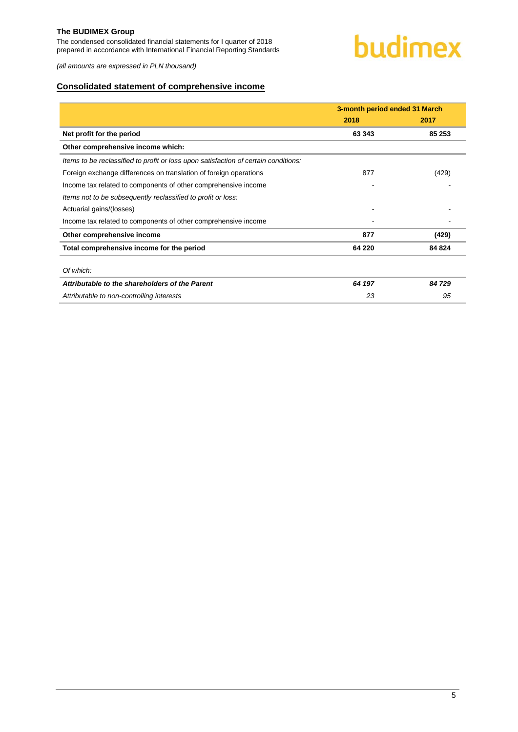## Consolidated statement of comprehensive income

| | 3-month period ended 31 March | |
|---|---|---|
| | **2018** | **2017** |
| **Net profit for the period** | **63 343** | **85 253** |
| **Other comprehensive income which:** | | |
| *Items to be reclassified to profit or loss upon satisfaction of certain conditions:* | | |
| Foreign exchange differences on translation of foreign operations | 877 | (429) |
| Income tax related to components of other comprehensive income | - | - |
| *Items not to be subsequently reclassified to profit or loss:* | | |
| Actuarial gains/(losses) | - | - |
| Income tax related to components of other comprehensive income | - | - |
| **Other comprehensive income** | **877** | **(429)** |
| **Total comprehensive income for the period** | **64 220** | **84 824** |
| *Of which:* | | |
| ***Attributable to the shareholders of the Parent*** | ***64 197*** | ***84 729*** |
| *Attributable to non-controlling interests* | *23* | *95* |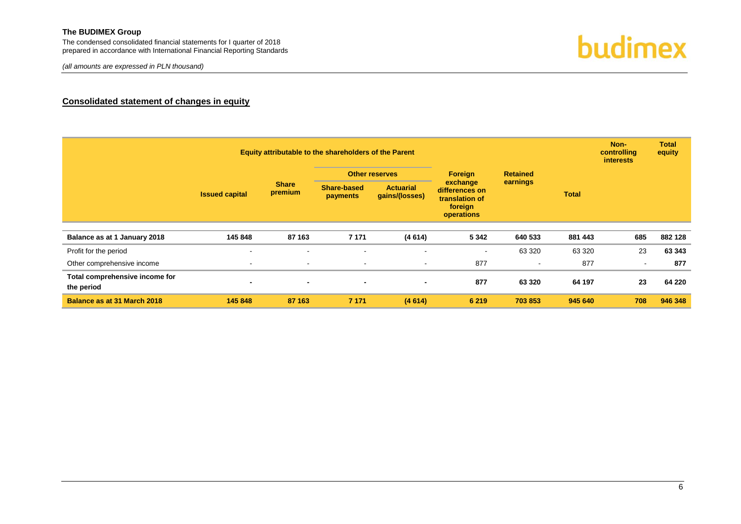## Consolidated statement of changes in equity

| | Equity attributable to the shareholders of the Parent | | | | | | | Non-controlling interests | Total equity |
|---|---|---|---|---|---|---|---|---|---|
| | | | Other reserves | | | | | | |
| | Issued capital | Share premium | Share-based payments | Actuarial gains/(losses) | Foreign exchange differences on translation of foreign operations | Retained earnings | Total | | |
| **Balance as at 1 January 2018** | **145 848** | **87 163** | **7 171** | **(4 614)** | **5 342** | **640 533** | **881 443** | **685** | **882 128** |
| Profit for the period | - | - | - | - | - | 63 320 | 63 320 | 23 | **63 343** |
| Other comprehensive income | - | - | - | - | 877 | - | 877 | - | **877** |
| **Total comprehensive income for the period** | **-** | **-** | **-** | **-** | **877** | **63 320** | **64 197** | **23** | **64 220** |
| **Balance as at 31 March 2018** | **145 848** | **87 163** | **7 171** | **(4 614)** | **6 219** | **703 853** | **945 640** | **708** | **946 348** |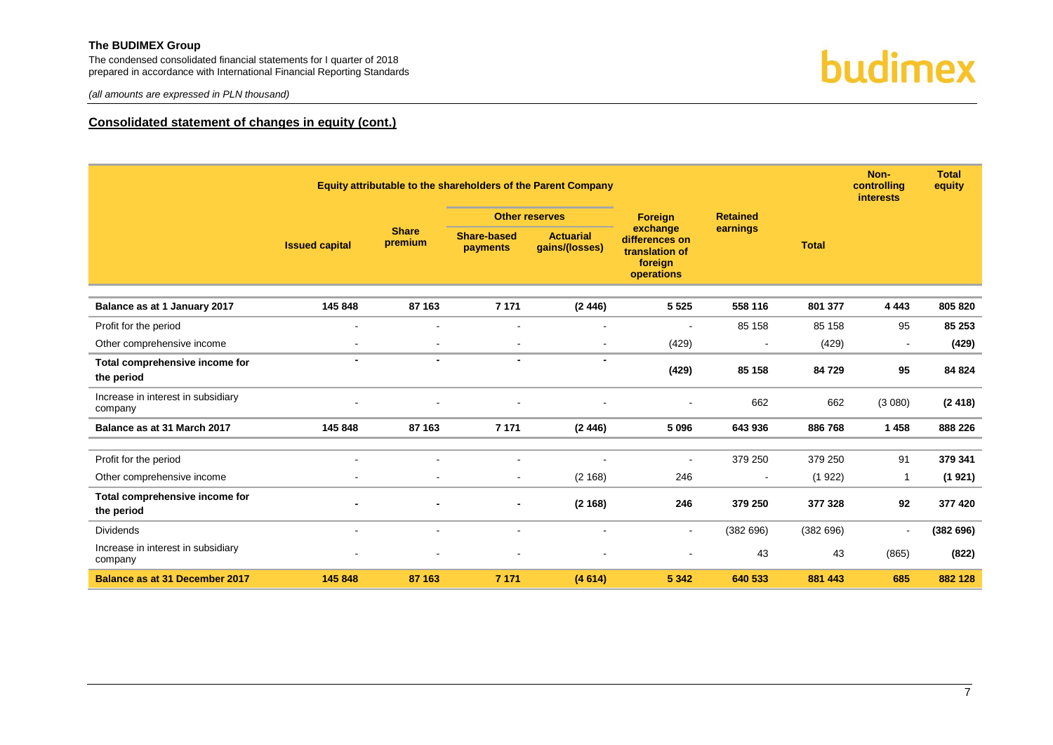## Consolidated statement of changes in equity (cont.)

*(all amounts are expressed in PLN thousand)*

| | Equity attributable to the shareholders of the Parent Company | | | | | | | Non-controlling interests | Total equity |
|---|---|---|---|---|---|---|---|---|---|
| | | | Other reserves | | | | | | |
| | Issued capital | Share premium | Share-based payments | Actuarial gains/(losses) | Foreign exchange differences on translation of foreign operations | Retained earnings | Total | | |
| **Balance as at 1 January 2017** | **145 848** | **87 163** | **7 171** | **(2 446)** | **5 525** | **558 116** | **801 377** | **4 443** | **805 820** |
| Profit for the period | - | - | - | - | - | 85 158 | 85 158 | 95 | **85 253** |
| Other comprehensive income | - | - | - | - | (429) | - | (429) | - | **(429)** |
| **Total comprehensive income for the period** | **-** | **-** | **-** | **-** | **(429)** | **85 158** | **84 729** | **95** | **84 824** |
| Increase in interest in subsidiary company | - | - | - | - | - | 662 | 662 | (3 080) | **(2 418)** |
| **Balance as at 31 March 2017** | **145 848** | **87 163** | **7 171** | **(2 446)** | **5 096** | **643 936** | **886 768** | **1 458** | **888 226** |
| Profit for the period | - | - | - | - | - | 379 250 | 379 250 | 91 | **379 341** |
| Other comprehensive income | - | - | - | (2 168) | 246 | - | (1 922) | 1 | **(1 921)** |
| **Total comprehensive income for the period** | **-** | **-** | **-** | **(2 168)** | **246** | **379 250** | **377 328** | **92** | **377 420** |
| Dividends | - | - | - | - | - | (382 696) | (382 696) | - | **(382 696)** |
| Increase in interest in subsidiary company | - | - | - | - | - | 43 | 43 | (865) | **(822)** |
| **Balance as at 31 December 2017** | **145 848** | **87 163** | **7 171** | **(4 614)** | **5 342** | **640 533** | **881 443** | **685** | **882 128** |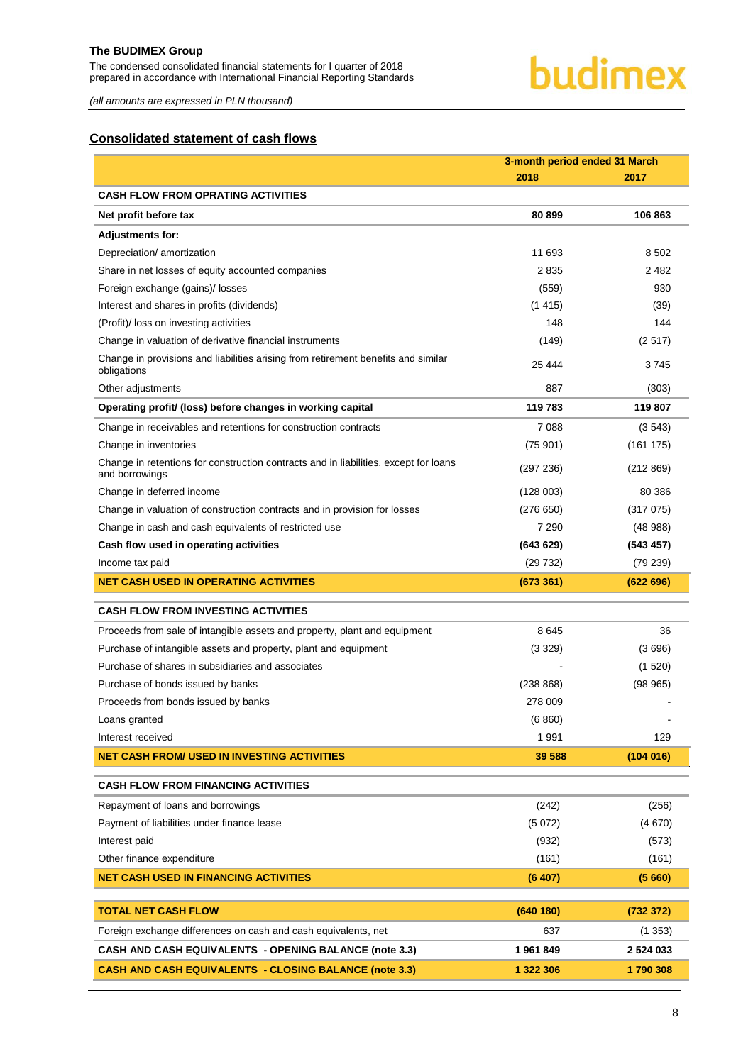## Consolidated statement of cash flows

| | 3-month period ended 31 March | |
|---|---|---|
| | 2018 | 2017 |
| **CASH FLOW FROM OPRATING ACTIVITIES** | | |
| **Net profit before tax** | **80 899** | **106 863** |
| **Adjustments for:** | | |
| Depreciation/ amortization | 11 693 | 8 502 |
| Share in net losses of equity accounted companies | 2 835 | 2 482 |
| Foreign exchange (gains)/ losses | (559) | 930 |
| Interest and shares in profits (dividends) | (1 415) | (39) |
| (Profit)/ loss on investing activities | 148 | 144 |
| Change in valuation of derivative financial instruments | (149) | (2 517) |
| Change in provisions and liabilities arising from retirement benefits and similar obligations | 25 444 | 3 745 |
| Other adjustments | 887 | (303) |
| **Operating profit/ (loss) before changes in working capital** | **119 783** | **119 807** |
| Change in receivables and retentions for construction contracts | 7 088 | (3 543) |
| Change in inventories | (75 901) | (161 175) |
| Change in retentions for construction contracts and in liabilities, except for loans and borrowings | (297 236) | (212 869) |
| Change in deferred income | (128 003) | 80 386 |
| Change in valuation of construction contracts and in provision for losses | (276 650) | (317 075) |
| Change in cash and cash equivalents of restricted use | 7 290 | (48 988) |
| **Cash flow used in operating activities** | **(643 629)** | **(543 457)** |
| Income tax paid | (29 732) | (79 239) |
| **NET CASH USED IN OPERATING ACTIVITIES** | **(673 361)** | **(622 696)** |
| **CASH FLOW FROM INVESTING ACTIVITIES** | | |
| Proceeds from sale of intangible assets and property, plant and equipment | 8 645 | 36 |
| Purchase of intangible assets and property, plant and equipment | (3 329) | (3 696) |
| Purchase of shares in subsidiaries and associates | - | (1 520) |
| Purchase of bonds issued by banks | (238 868) | (98 965) |
| Proceeds from bonds issued by banks | 278 009 | - |
| Loans granted | (6 860) | - |
| Interest received | 1 991 | 129 |
| **NET CASH FROM/ USED IN INVESTING ACTIVITIES** | **39 588** | **(104 016)** |
| **CASH FLOW FROM FINANCING ACTIVITIES** | | |
| Repayment of loans and borrowings | (242) | (256) |
| Payment of liabilities under finance lease | (5 072) | (4 670) |
| Interest paid | (932) | (573) |
| Other finance expenditure | (161) | (161) |
| **NET CASH USED IN FINANCING ACTIVITIES** | **(6 407)** | **(5 660)** |
| **TOTAL NET CASH FLOW** | **(640 180)** | **(732 372)** |
| Foreign exchange differences on cash and cash equivalents, net | 637 | (1 353) |
| **CASH AND CASH EQUIVALENTS - OPENING BALANCE (note 3.3)** | **1 961 849** | **2 524 033** |
| **CASH AND CASH EQUIVALENTS - CLOSING BALANCE (note 3.3)** | **1 322 306** | **1 790 308** |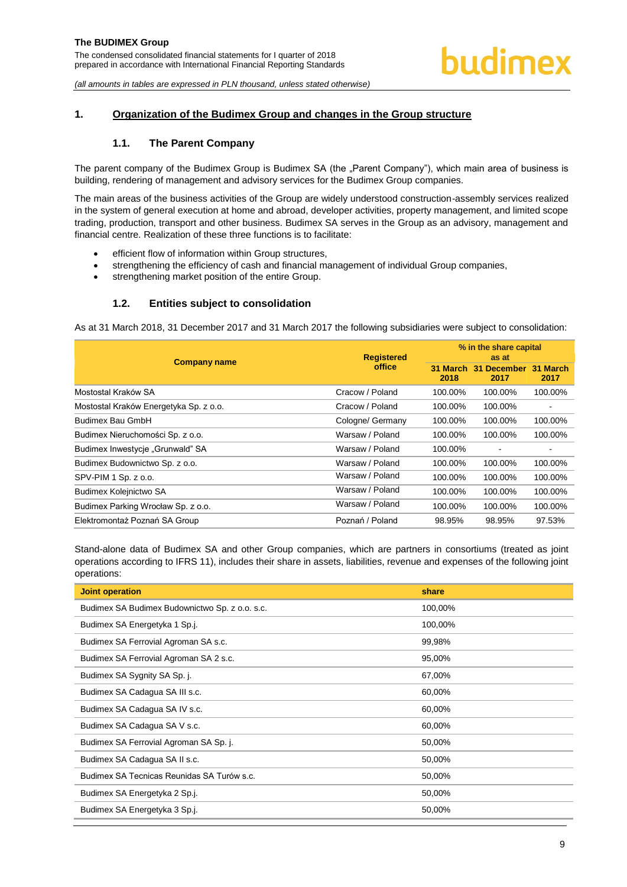## 1. Organization of the Budimex Group and changes in the Group structure

### 1.1. The Parent Company

The parent company of the Budimex Group is Budimex SA (the „Parent Company"), which main area of business is building, rendering of management and advisory services for the Budimex Group companies.

The main areas of the business activities of the Group are widely understood construction-assembly services realized in the system of general execution at home and abroad, developer activities, property management, and limited scope trading, production, transport and other business. Budimex SA serves in the Group as an advisory, management and financial centre. Realization of these three functions is to facilitate:

- efficient flow of information within Group structures,
- strengthening the efficiency of cash and financial management of individual Group companies,
- strengthening market position of the entire Group.

### 1.2. Entities subject to consolidation

As at 31 March 2018, 31 December 2017 and 31 March 2017 the following subsidiaries were subject to consolidation:

| Company name | Registered office | % in the share capital as at | | |
|---|---|---|---|---|
| | | 31 March 2018 | 31 December 2017 | 31 March 2017 |
| Mostostal Kraków SA | Cracow / Poland | 100.00% | 100.00% | 100.00% |
| Mostostal Kraków Energetyka Sp. z o.o. | Cracow / Poland | 100.00% | 100.00% | - |
| Budimex Bau GmbH | Cologne/ Germany | 100.00% | 100.00% | 100.00% |
| Budimex Nieruchomości Sp. z o.o. | Warsaw / Poland | 100.00% | 100.00% | 100.00% |
| Budimex Inwestycje „Grunwald" SA | Warsaw / Poland | 100.00% | - | - |
| Budimex Budownictwo Sp. z o.o. | Warsaw / Poland | 100.00% | 100.00% | 100.00% |
| SPV-PIM 1 Sp. z o.o. | Warsaw / Poland | 100.00% | 100.00% | 100.00% |
| Budimex Kolejnictwo SA | Warsaw / Poland | 100.00% | 100.00% | 100.00% |
| Budimex Parking Wrocław Sp. z o.o. | Warsaw / Poland | 100.00% | 100.00% | 100.00% |
| Elektromontaż Poznań SA Group | Poznań / Poland | 98.95% | 98.95% | 97.53% |

Stand-alone data of Budimex SA and other Group companies, which are partners in consortiums (treated as joint operations according to IFRS 11), includes their share in assets, liabilities, revenue and expenses of the following joint operations:

| Joint operation | share |
|---|---|
| Budimex SA Budimex Budownictwo Sp. z o.o. s.c. | 100,00% |
| Budimex SA Energetyka 1 Sp.j. | 100,00% |
| Budimex SA Ferrovial Agroman SA s.c. | 99,98% |
| Budimex SA Ferrovial Agroman SA 2 s.c. | 95,00% |
| Budimex SA Sygnity SA Sp. j. | 67,00% |
| Budimex SA Cadagua SA III s.c. | 60,00% |
| Budimex SA Cadagua SA IV s.c. | 60,00% |
| Budimex SA Cadagua SA V s.c. | 60,00% |
| Budimex SA Ferrovial Agroman SA Sp. j. | 50,00% |
| Budimex SA Cadagua SA II s.c. | 50,00% |
| Budimex SA Tecnicas Reunidas SA Turów s.c. | 50,00% |
| Budimex SA Energetyka 2 Sp.j. | 50,00% |
| Budimex SA Energetyka 3 Sp.j. | 50,00% |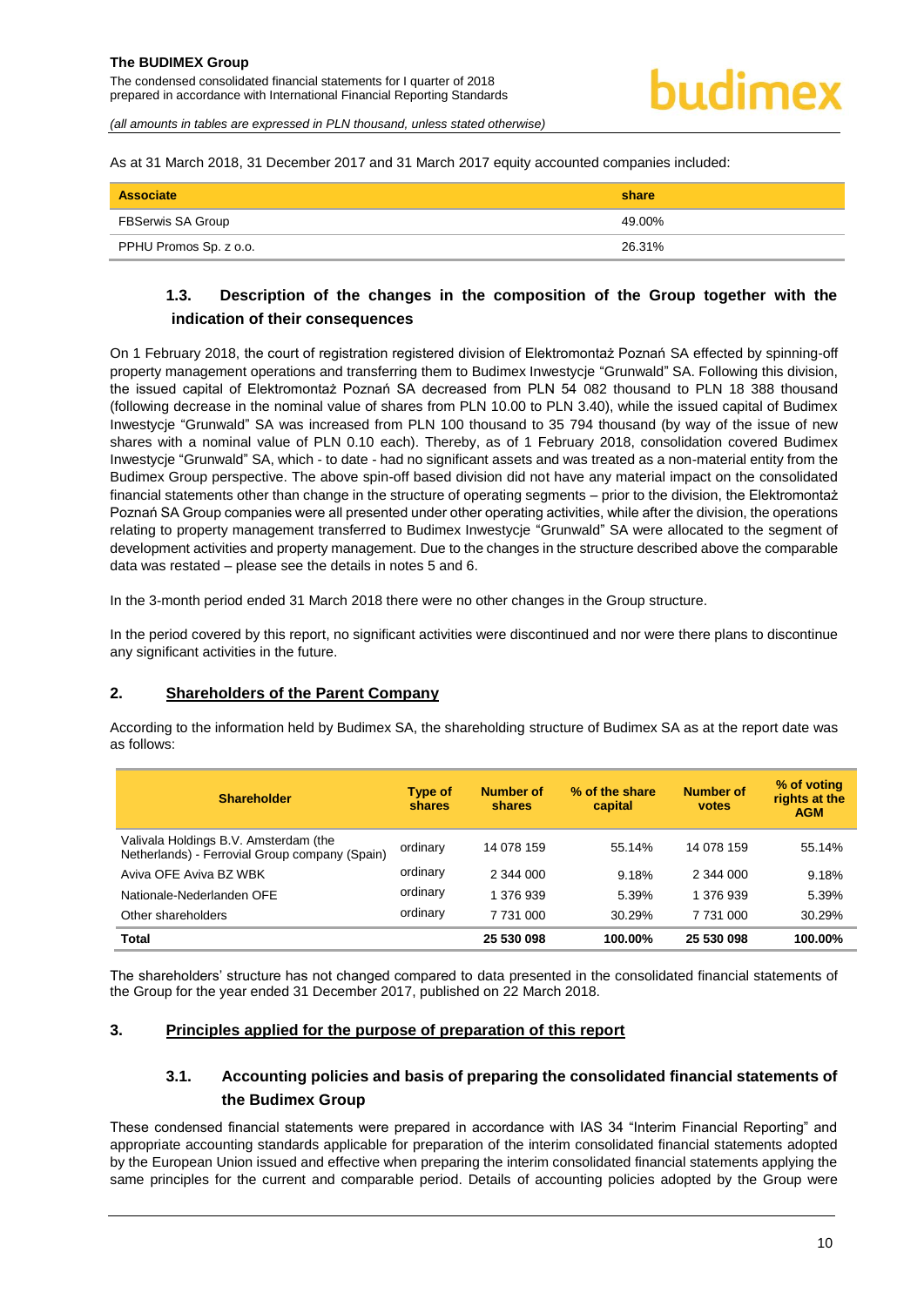As at 31 March 2018, 31 December 2017 and 31 March 2017 equity accounted companies included:

| Associate | share |
|---|---|
| FBSerwis SA Group | 49.00% |
| PPHU Promos Sp. z o.o. | 26.31% |

### 1.3. Description of the changes in the composition of the Group together with the indication of their consequences

On 1 February 2018, the court of registration registered division of Elektromontaż Poznań SA effected by spinning-off property management operations and transferring them to Budimex Inwestycje "Grunwald" SA. Following this division, the issued capital of Elektromontaż Poznań SA decreased from PLN 54 082 thousand to PLN 18 388 thousand (following decrease in the nominal value of shares from PLN 10.00 to PLN 3.40), while the issued capital of Budimex Inwestycje "Grunwald" SA was increased from PLN 100 thousand to 35 794 thousand (by way of the issue of new shares with a nominal value of PLN 0.10 each). Thereby, as of 1 February 2018, consolidation covered Budimex Inwestycje "Grunwald" SA, which - to date - had no significant assets and was treated as a non-material entity from the Budimex Group perspective. The above spin-off based division did not have any material impact on the consolidated financial statements other than change in the structure of operating segments – prior to the division, the Elektromontaż Poznań SA Group companies were all presented under other operating activities, while after the division, the operations relating to property management transferred to Budimex Inwestycje "Grunwald" SA were allocated to the segment of development activities and property management. Due to the changes in the structure described above the comparable data was restated – please see the details in notes 5 and 6.

In the 3-month period ended 31 March 2018 there were no other changes in the Group structure.

In the period covered by this report, no significant activities were discontinued and nor were there plans to discontinue any significant activities in the future.

## 2. Shareholders of the Parent Company

According to the information held by Budimex SA, the shareholding structure of Budimex SA as at the report date was as follows:

| Shareholder | Type of shares | Number of shares | % of the share capital | Number of votes | % of voting rights at the AGM |
|---|---|---|---|---|---|
| Valivala Holdings B.V. Amsterdam (the Netherlands) - Ferrovial Group company (Spain) | ordinary | 14 078 159 | 55.14% | 14 078 159 | 55.14% |
| Aviva OFE Aviva BZ WBK | ordinary | 2 344 000 | 9.18% | 2 344 000 | 9.18% |
| Nationale-Nederlanden OFE | ordinary | 1 376 939 | 5.39% | 1 376 939 | 5.39% |
| Other shareholders | ordinary | 7 731 000 | 30.29% | 7 731 000 | 30.29% |
| **Total** | | **25 530 098** | **100.00%** | **25 530 098** | **100.00%** |

The shareholders' structure has not changed compared to data presented in the consolidated financial statements of the Group for the year ended 31 December 2017, published on 22 March 2018.

## 3. Principles applied for the purpose of preparation of this report

### 3.1. Accounting policies and basis of preparing the consolidated financial statements of the Budimex Group

These condensed financial statements were prepared in accordance with IAS 34 "Interim Financial Reporting" and appropriate accounting standards applicable for preparation of the interim consolidated financial statements adopted by the European Union issued and effective when preparing the interim consolidated financial statements applying the same principles for the current and comparable period. Details of accounting policies adopted by the Group were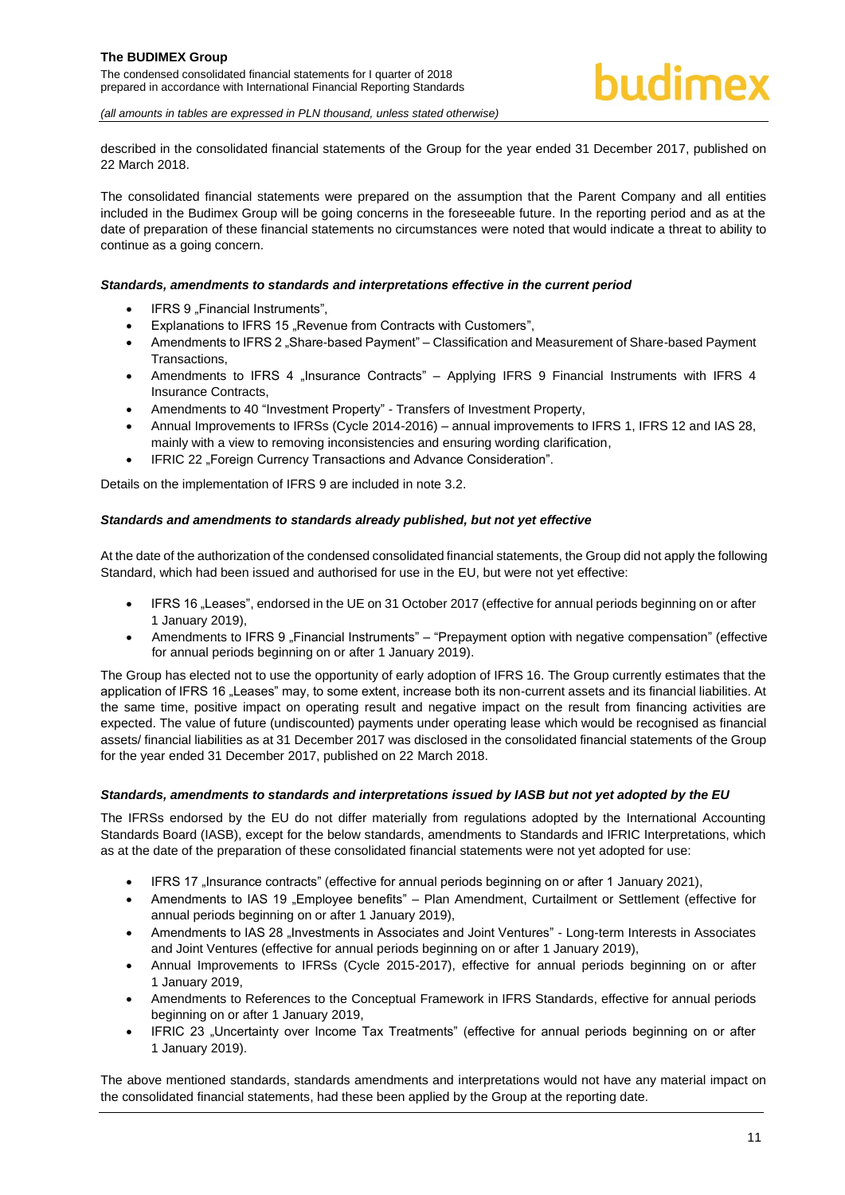described in the consolidated financial statements of the Group for the year ended 31 December 2017, published on 22 March 2018.

The consolidated financial statements were prepared on the assumption that the Parent Company and all entities included in the Budimex Group will be going concerns in the foreseeable future. In the reporting period and as at the date of preparation of these financial statements no circumstances were noted that would indicate a threat to ability to continue as a going concern.

***Standards, amendments to standards and interpretations effective in the current period***

- IFRS 9 „Financial Instruments",
- Explanations to IFRS 15 „Revenue from Contracts with Customers",
- Amendments to IFRS 2 „Share-based Payment" – Classification and Measurement of Share-based Payment Transactions,
- Amendments to IFRS 4 „Insurance Contracts" – Applying IFRS 9 Financial Instruments with IFRS 4 Insurance Contracts,
- Amendments to 40 "Investment Property" - Transfers of Investment Property,
- Annual Improvements to IFRSs (Cycle 2014-2016) – annual improvements to IFRS 1, IFRS 12 and IAS 28, mainly with a view to removing inconsistencies and ensuring wording clarification,
- IFRIC 22 „Foreign Currency Transactions and Advance Consideration".

Details on the implementation of IFRS 9 are included in note 3.2.

***Standards and amendments to standards already published, but not yet effective***

At the date of the authorization of the condensed consolidated financial statements, the Group did not apply the following Standard, which had been issued and authorised for use in the EU, but were not yet effective:

- IFRS 16 „Leases", endorsed in the UE on 31 October 2017 (effective for annual periods beginning on or after 1 January 2019),
- Amendments to IFRS 9 „Financial Instruments" – "Prepayment option with negative compensation" (effective for annual periods beginning on or after 1 January 2019).

The Group has elected not to use the opportunity of early adoption of IFRS 16. The Group currently estimates that the application of IFRS 16 „Leases" may, to some extent, increase both its non-current assets and its financial liabilities. At the same time, positive impact on operating result and negative impact on the result from financing activities are expected. The value of future (undiscounted) payments under operating lease which would be recognised as financial assets/ financial liabilities as at 31 December 2017 was disclosed in the consolidated financial statements of the Group for the year ended 31 December 2017, published on 22 March 2018.

***Standards, amendments to standards and interpretations issued by IASB but not yet adopted by the EU***

The IFRSs endorsed by the EU do not differ materially from regulations adopted by the International Accounting Standards Board (IASB), except for the below standards, amendments to Standards and IFRIC Interpretations, which as at the date of the preparation of these consolidated financial statements were not yet adopted for use:

- IFRS 17 „Insurance contracts" (effective for annual periods beginning on or after 1 January 2021),
- Amendments to IAS 19 „Employee benefits" – Plan Amendment, Curtailment or Settlement (effective for annual periods beginning on or after 1 January 2019),
- Amendments to IAS 28 „Investments in Associates and Joint Ventures" - Long-term Interests in Associates and Joint Ventures (effective for annual periods beginning on or after 1 January 2019),
- Annual Improvements to IFRSs (Cycle 2015-2017), effective for annual periods beginning on or after 1 January 2019,
- Amendments to References to the Conceptual Framework in IFRS Standards, effective for annual periods beginning on or after 1 January 2019,
- IFRIC 23 „Uncertainty over Income Tax Treatments" (effective for annual periods beginning on or after 1 January 2019).

The above mentioned standards, standards amendments and interpretations would not have any material impact on the consolidated financial statements, had these been applied by the Group at the reporting date.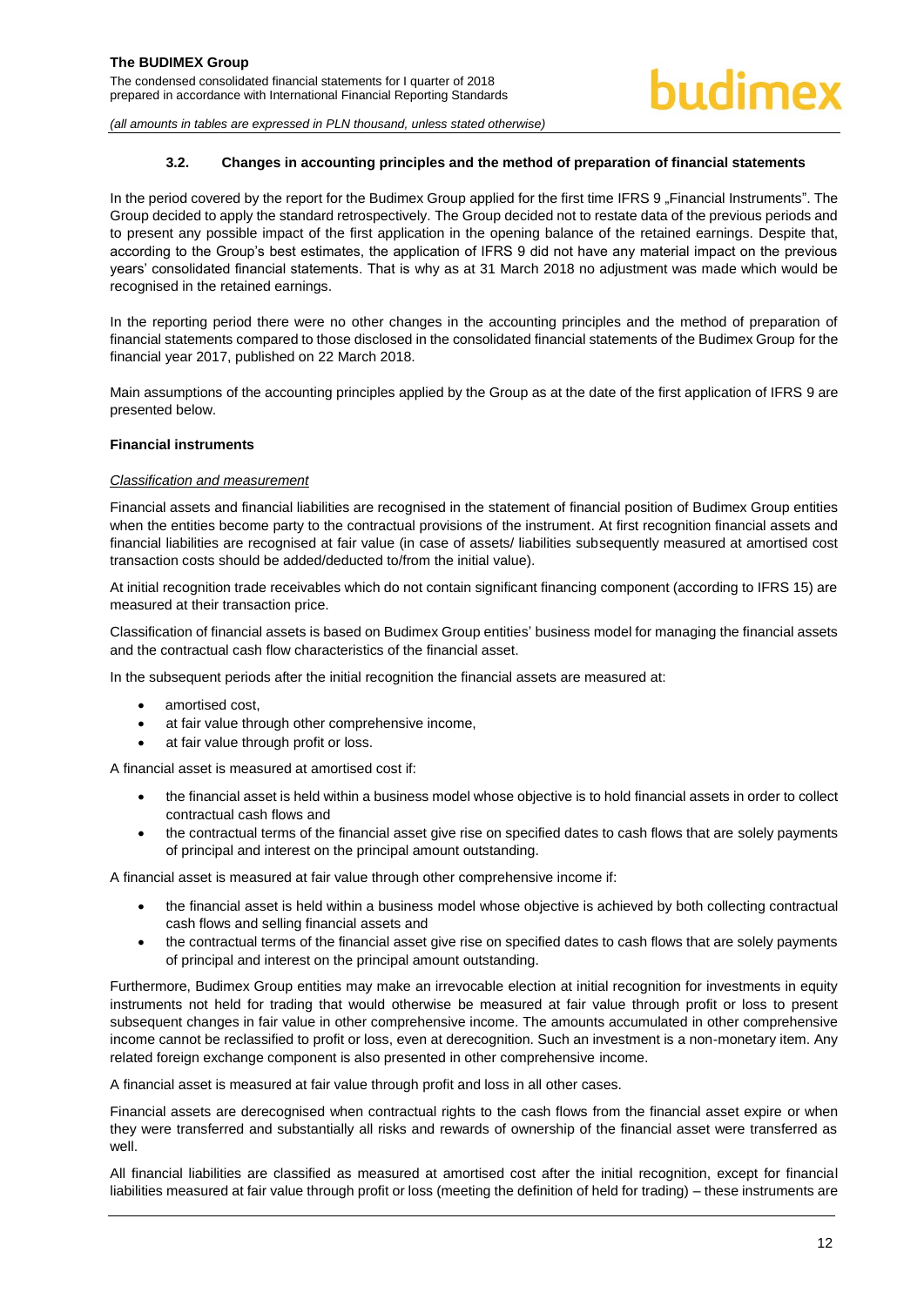### 3.2. Changes in accounting principles and the method of preparation of financial statements

In the period covered by the report for the Budimex Group applied for the first time IFRS 9 „Financial Instruments". The Group decided to apply the standard retrospectively. The Group decided not to restate data of the previous periods and to present any possible impact of the first application in the opening balance of the retained earnings. Despite that, according to the Group's best estimates, the application of IFRS 9 did not have any material impact on the previous years' consolidated financial statements. That is why as at 31 March 2018 no adjustment was made which would be recognised in the retained earnings.

In the reporting period there were no other changes in the accounting principles and the method of preparation of financial statements compared to those disclosed in the consolidated financial statements of the Budimex Group for the financial year 2017, published on 22 March 2018.

Main assumptions of the accounting principles applied by the Group as at the date of the first application of IFRS 9 are presented below.

**Financial instruments**

*Classification and measurement*

Financial assets and financial liabilities are recognised in the statement of financial position of Budimex Group entities when the entities become party to the contractual provisions of the instrument. At first recognition financial assets and financial liabilities are recognised at fair value (in case of assets/ liabilities subsequently measured at amortised cost transaction costs should be added/deducted to/from the initial value).

At initial recognition trade receivables which do not contain significant financing component (according to IFRS 15) are measured at their transaction price.

Classification of financial assets is based on Budimex Group entities' business model for managing the financial assets and the contractual cash flow characteristics of the financial asset.

In the subsequent periods after the initial recognition the financial assets are measured at:

- amortised cost,
- at fair value through other comprehensive income,
- at fair value through profit or loss.

A financial asset is measured at amortised cost if:

- the financial asset is held within a business model whose objective is to hold financial assets in order to collect contractual cash flows and
- the contractual terms of the financial asset give rise on specified dates to cash flows that are solely payments of principal and interest on the principal amount outstanding.

A financial asset is measured at fair value through other comprehensive income if:

- the financial asset is held within a business model whose objective is achieved by both collecting contractual cash flows and selling financial assets and
- the contractual terms of the financial asset give rise on specified dates to cash flows that are solely payments of principal and interest on the principal amount outstanding.

Furthermore, Budimex Group entities may make an irrevocable election at initial recognition for investments in equity instruments not held for trading that would otherwise be measured at fair value through profit or loss to present subsequent changes in fair value in other comprehensive income. The amounts accumulated in other comprehensive income cannot be reclassified to profit or loss, even at derecognition. Such an investment is a non-monetary item. Any related foreign exchange component is also presented in other comprehensive income.

A financial asset is measured at fair value through profit and loss in all other cases.

Financial assets are derecognised when contractual rights to the cash flows from the financial asset expire or when they were transferred and substantially all risks and rewards of ownership of the financial asset were transferred as well.

All financial liabilities are classified as measured at amortised cost after the initial recognition, except for financial liabilities measured at fair value through profit or loss (meeting the definition of held for trading) – these instruments are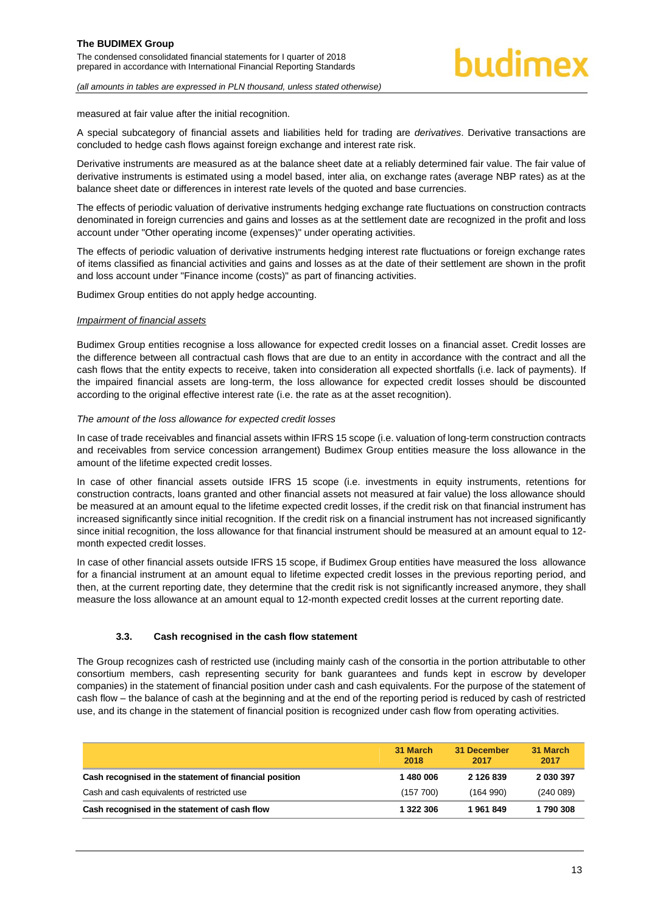measured at fair value after the initial recognition.

A special subcategory of financial assets and liabilities held for trading are *derivatives*. Derivative transactions are concluded to hedge cash flows against foreign exchange and interest rate risk.

Derivative instruments are measured as at the balance sheet date at a reliably determined fair value. The fair value of derivative instruments is estimated using a model based, inter alia, on exchange rates (average NBP rates) as at the balance sheet date or differences in interest rate levels of the quoted and base currencies.

The effects of periodic valuation of derivative instruments hedging exchange rate fluctuations on construction contracts denominated in foreign currencies and gains and losses as at the settlement date are recognized in the profit and loss account under "Other operating income (expenses)" under operating activities.

The effects of periodic valuation of derivative instruments hedging interest rate fluctuations or foreign exchange rates of items classified as financial activities and gains and losses as at the date of their settlement are shown in the profit and loss account under "Finance income (costs)" as part of financing activities.

Budimex Group entities do not apply hedge accounting.

*Impairment of financial assets*

Budimex Group entities recognise a loss allowance for expected credit losses on a financial asset. Credit losses are the difference between all contractual cash flows that are due to an entity in accordance with the contract and all the cash flows that the entity expects to receive, taken into consideration all expected shortfalls (i.e. lack of payments). If the impaired financial assets are long-term, the loss allowance for expected credit losses should be discounted according to the original effective interest rate (i.e. the rate as at the asset recognition).

*The amount of the loss allowance for expected credit losses*

In case of trade receivables and financial assets within IFRS 15 scope (i.e. valuation of long-term construction contracts and receivables from service concession arrangement) Budimex Group entities measure the loss allowance in the amount of the lifetime expected credit losses.

In case of other financial assets outside IFRS 15 scope (i.e. investments in equity instruments, retentions for construction contracts, loans granted and other financial assets not measured at fair value) the loss allowance should be measured at an amount equal to the lifetime expected credit losses, if the credit risk on that financial instrument has increased significantly since initial recognition. If the credit risk on a financial instrument has not increased significantly since initial recognition, the loss allowance for that financial instrument should be measured at an amount equal to 12-month expected credit losses.

In case of other financial assets outside IFRS 15 scope, if Budimex Group entities have measured the loss allowance for a financial instrument at an amount equal to lifetime expected credit losses in the previous reporting period, and then, at the current reporting date, they determine that the credit risk is not significantly increased anymore, they shall measure the loss allowance at an amount equal to 12-month expected credit losses at the current reporting date.

### 3.3. Cash recognised in the cash flow statement

The Group recognizes cash of restricted use (including mainly cash of the consortia in the portion attributable to other consortium members, cash representing security for bank guarantees and funds kept in escrow by developer companies) in the statement of financial position under cash and cash equivalents. For the purpose of the statement of cash flow – the balance of cash at the beginning and at the end of the reporting period is reduced by cash of restricted use, and its change in the statement of financial position is recognized under cash flow from operating activities.

| | 31 March 2018 | 31 December 2017 | 31 March 2017 |
|---|---|---|---|
| **Cash recognised in the statement of financial position** | **1 480 006** | **2 126 839** | **2 030 397** |
| Cash and cash equivalents of restricted use | (157 700) | (164 990) | (240 089) |
| **Cash recognised in the statement of cash flow** | **1 322 306** | **1 961 849** | **1 790 308** |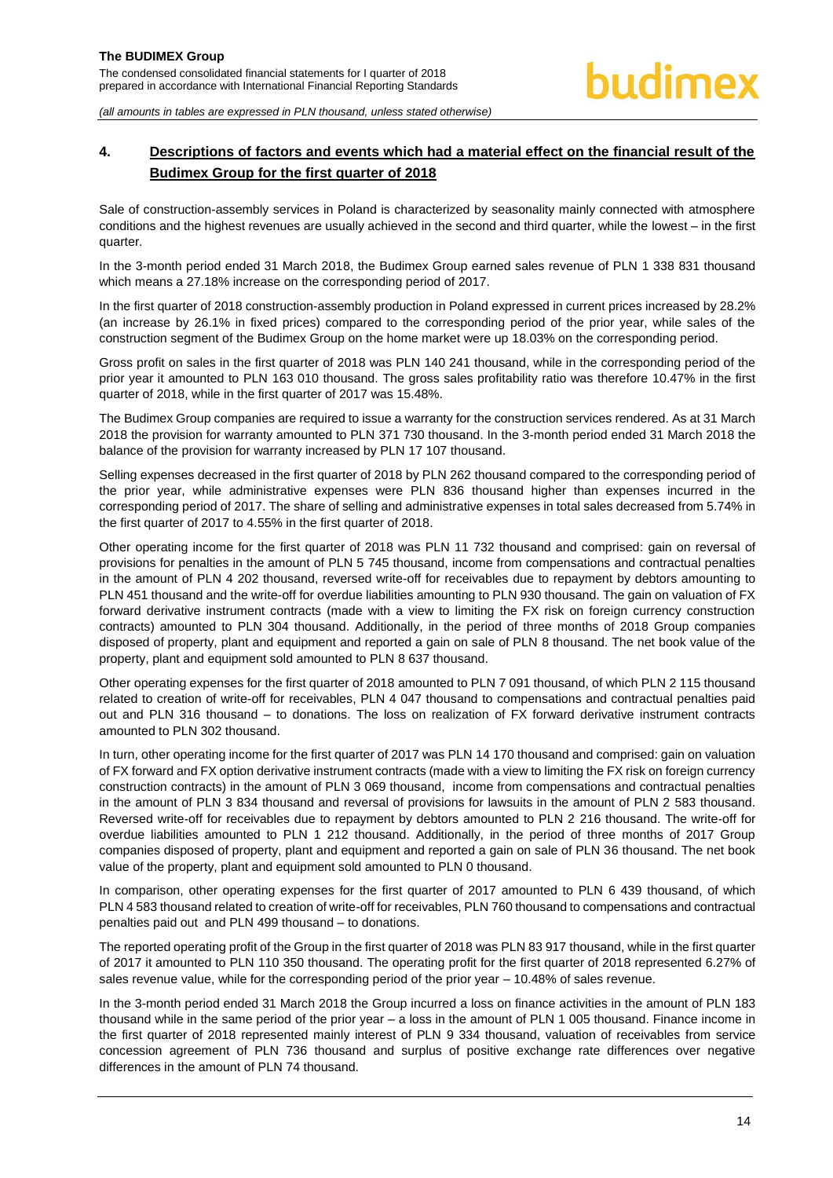## 4. Descriptions of factors and events which had a material effect on the financial result of the Budimex Group for the first quarter of 2018

Sale of construction-assembly services in Poland is characterized by seasonality mainly connected with atmosphere conditions and the highest revenues are usually achieved in the second and third quarter, while the lowest – in the first quarter.

In the 3-month period ended 31 March 2018, the Budimex Group earned sales revenue of PLN 1 338 831 thousand which means a 27.18% increase on the corresponding period of 2017.

In the first quarter of 2018 construction-assembly production in Poland expressed in current prices increased by 28.2% (an increase by 26.1% in fixed prices) compared to the corresponding period of the prior year, while sales of the construction segment of the Budimex Group on the home market were up 18.03% on the corresponding period.

Gross profit on sales in the first quarter of 2018 was PLN 140 241 thousand, while in the corresponding period of the prior year it amounted to PLN 163 010 thousand. The gross sales profitability ratio was therefore 10.47% in the first quarter of 2018, while in the first quarter of 2017 was 15.48%.

The Budimex Group companies are required to issue a warranty for the construction services rendered. As at 31 March 2018 the provision for warranty amounted to PLN 371 730 thousand. In the 3-month period ended 31 March 2018 the balance of the provision for warranty increased by PLN 17 107 thousand.

Selling expenses decreased in the first quarter of 2018 by PLN 262 thousand compared to the corresponding period of the prior year, while administrative expenses were PLN 836 thousand higher than expenses incurred in the corresponding period of 2017. The share of selling and administrative expenses in total sales decreased from 5.74% in the first quarter of 2017 to 4.55% in the first quarter of 2018.

Other operating income for the first quarter of 2018 was PLN 11 732 thousand and comprised: gain on reversal of provisions for penalties in the amount of PLN 5 745 thousand, income from compensations and contractual penalties in the amount of PLN 4 202 thousand, reversed write-off for receivables due to repayment by debtors amounting to PLN 451 thousand and the write-off for overdue liabilities amounting to PLN 930 thousand. The gain on valuation of FX forward derivative instrument contracts (made with a view to limiting the FX risk on foreign currency construction contracts) amounted to PLN 304 thousand. Additionally, in the period of three months of 2018 Group companies disposed of property, plant and equipment and reported a gain on sale of PLN 8 thousand. The net book value of the property, plant and equipment sold amounted to PLN 8 637 thousand.

Other operating expenses for the first quarter of 2018 amounted to PLN 7 091 thousand, of which PLN 2 115 thousand related to creation of write-off for receivables, PLN 4 047 thousand to compensations and contractual penalties paid out and PLN 316 thousand – to donations. The loss on realization of FX forward derivative instrument contracts amounted to PLN 302 thousand.

In turn, other operating income for the first quarter of 2017 was PLN 14 170 thousand and comprised: gain on valuation of FX forward and FX option derivative instrument contracts (made with a view to limiting the FX risk on foreign currency construction contracts) in the amount of PLN 3 069 thousand, income from compensations and contractual penalties in the amount of PLN 3 834 thousand and reversal of provisions for lawsuits in the amount of PLN 2 583 thousand. Reversed write-off for receivables due to repayment by debtors amounted to PLN 2 216 thousand. The write-off for overdue liabilities amounted to PLN 1 212 thousand. Additionally, in the period of three months of 2017 Group companies disposed of property, plant and equipment and reported a gain on sale of PLN 36 thousand. The net book value of the property, plant and equipment sold amounted to PLN 0 thousand.

In comparison, other operating expenses for the first quarter of 2017 amounted to PLN 6 439 thousand, of which PLN 4 583 thousand related to creation of write-off for receivables, PLN 760 thousand to compensations and contractual penalties paid out and PLN 499 thousand – to donations.

The reported operating profit of the Group in the first quarter of 2018 was PLN 83 917 thousand, while in the first quarter of 2017 it amounted to PLN 110 350 thousand. The operating profit for the first quarter of 2018 represented 6.27% of sales revenue value, while for the corresponding period of the prior year – 10.48% of sales revenue.

In the 3-month period ended 31 March 2018 the Group incurred a loss on finance activities in the amount of PLN 183 thousand while in the same period of the prior year – a loss in the amount of PLN 1 005 thousand. Finance income in the first quarter of 2018 represented mainly interest of PLN 9 334 thousand, valuation of receivables from service concession agreement of PLN 736 thousand and surplus of positive exchange rate differences over negative differences in the amount of PLN 74 thousand.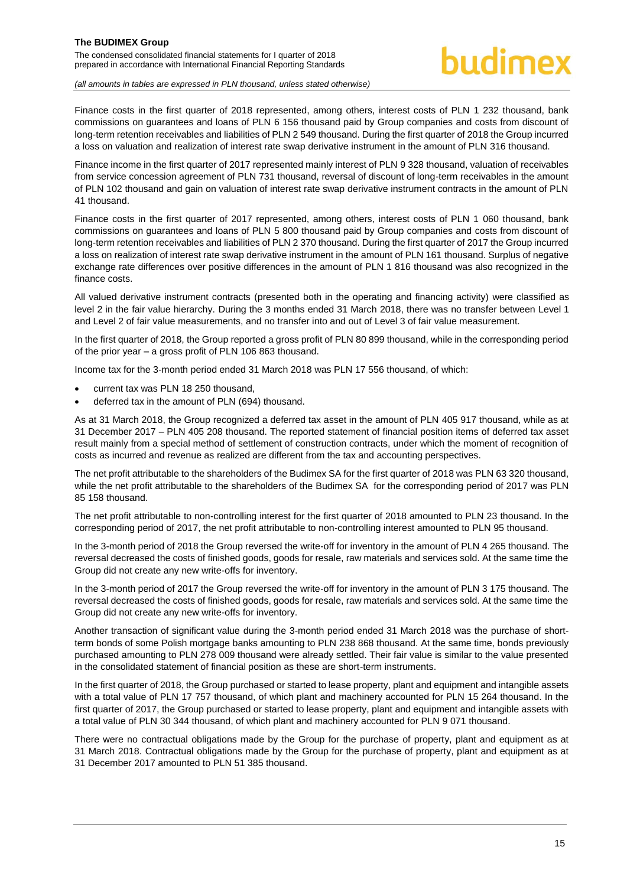Finance costs in the first quarter of 2018 represented, among others, interest costs of PLN 1 232 thousand, bank commissions on guarantees and loans of PLN 6 156 thousand paid by Group companies and costs from discount of long-term retention receivables and liabilities of PLN 2 549 thousand. During the first quarter of 2018 the Group incurred a loss on valuation and realization of interest rate swap derivative instrument in the amount of PLN 316 thousand.

Finance income in the first quarter of 2017 represented mainly interest of PLN 9 328 thousand, valuation of receivables from service concession agreement of PLN 731 thousand, reversal of discount of long-term receivables in the amount of PLN 102 thousand and gain on valuation of interest rate swap derivative instrument contracts in the amount of PLN 41 thousand.

Finance costs in the first quarter of 2017 represented, among others, interest costs of PLN 1 060 thousand, bank commissions on guarantees and loans of PLN 5 800 thousand paid by Group companies and costs from discount of long-term retention receivables and liabilities of PLN 2 370 thousand. During the first quarter of 2017 the Group incurred a loss on realization of interest rate swap derivative instrument in the amount of PLN 161 thousand. Surplus of negative exchange rate differences over positive differences in the amount of PLN 1 816 thousand was also recognized in the finance costs.

All valued derivative instrument contracts (presented both in the operating and financing activity) were classified as level 2 in the fair value hierarchy. During the 3 months ended 31 March 2018, there was no transfer between Level 1 and Level 2 of fair value measurements, and no transfer into and out of Level 3 of fair value measurement.

In the first quarter of 2018, the Group reported a gross profit of PLN 80 899 thousand, while in the corresponding period of the prior year – a gross profit of PLN 106 863 thousand.

Income tax for the 3-month period ended 31 March 2018 was PLN 17 556 thousand, of which:

- current tax was PLN 18 250 thousand,
- deferred tax in the amount of PLN (694) thousand.

As at 31 March 2018, the Group recognized a deferred tax asset in the amount of PLN 405 917 thousand, while as at 31 December 2017 – PLN 405 208 thousand. The reported statement of financial position items of deferred tax asset result mainly from a special method of settlement of construction contracts, under which the moment of recognition of costs as incurred and revenue as realized are different from the tax and accounting perspectives.

The net profit attributable to the shareholders of the Budimex SA for the first quarter of 2018 was PLN 63 320 thousand, while the net profit attributable to the shareholders of the Budimex SA for the corresponding period of 2017 was PLN 85 158 thousand.

The net profit attributable to non-controlling interest for the first quarter of 2018 amounted to PLN 23 thousand. In the corresponding period of 2017, the net profit attributable to non-controlling interest amounted to PLN 95 thousand.

In the 3-month period of 2018 the Group reversed the write-off for inventory in the amount of PLN 4 265 thousand. The reversal decreased the costs of finished goods, goods for resale, raw materials and services sold. At the same time the Group did not create any new write-offs for inventory.

In the 3-month period of 2017 the Group reversed the write-off for inventory in the amount of PLN 3 175 thousand. The reversal decreased the costs of finished goods, goods for resale, raw materials and services sold. At the same time the Group did not create any new write-offs for inventory.

Another transaction of significant value during the 3-month period ended 31 March 2018 was the purchase of short-term bonds of some Polish mortgage banks amounting to PLN 238 868 thousand. At the same time, bonds previously purchased amounting to PLN 278 009 thousand were already settled. Their fair value is similar to the value presented in the consolidated statement of financial position as these are short-term instruments.

In the first quarter of 2018, the Group purchased or started to lease property, plant and equipment and intangible assets with a total value of PLN 17 757 thousand, of which plant and machinery accounted for PLN 15 264 thousand. In the first quarter of 2017, the Group purchased or started to lease property, plant and equipment and intangible assets with a total value of PLN 30 344 thousand, of which plant and machinery accounted for PLN 9 071 thousand.

There were no contractual obligations made by the Group for the purchase of property, plant and equipment as at 31 March 2018. Contractual obligations made by the Group for the purchase of property, plant and equipment as at 31 December 2017 amounted to PLN 51 385 thousand.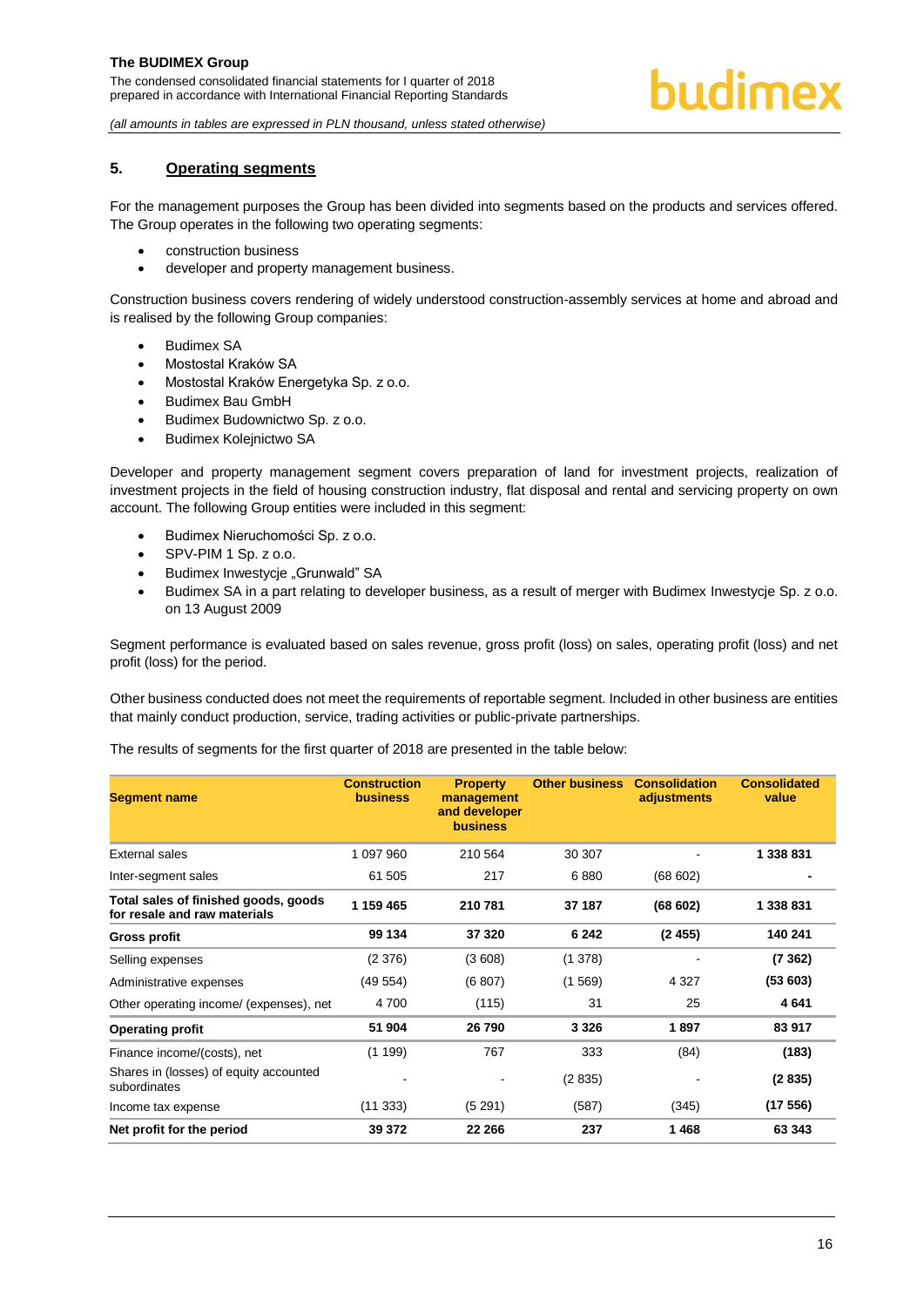## 5. Operating segments

For the management purposes the Group has been divided into segments based on the products and services offered. The Group operates in the following two operating segments:

- construction business
- developer and property management business.

Construction business covers rendering of widely understood construction-assembly services at home and abroad and is realised by the following Group companies:

- Budimex SA
- Mostostal Kraków SA
- Mostostal Kraków Energetyka Sp. z o.o.
- Budimex Bau GmbH
- Budimex Budownictwo Sp. z o.o.
- Budimex Kolejnictwo SA

Developer and property management segment covers preparation of land for investment projects, realization of investment projects in the field of housing construction industry, flat disposal and rental and servicing property on own account. The following Group entities were included in this segment:

- Budimex Nieruchomości Sp. z o.o.
- SPV-PIM 1 Sp. z o.o.
- Budimex Inwestycje „Grunwald" SA
- Budimex SA in a part relating to developer business, as a result of merger with Budimex Inwestycje Sp. z o.o. on 13 August 2009

Segment performance is evaluated based on sales revenue, gross profit (loss) on sales, operating profit (loss) and net profit (loss) for the period.

Other business conducted does not meet the requirements of reportable segment. Included in other business are entities that mainly conduct production, service, trading activities or public-private partnerships.

The results of segments for the first quarter of 2018 are presented in the table below:

| Segment name | Construction business | Property management and developer business | Other business | Consolidation adjustments | Consolidated value |
|---|---|---|---|---|---|
| External sales | 1 097 960 | 210 564 | 30 307 | - | **1 338 831** |
| Inter-segment sales | 61 505 | 217 | 6 880 | (68 602) | **-** |
| **Total sales of finished goods, goods for resale and raw materials** | **1 159 465** | **210 781** | **37 187** | **(68 602)** | **1 338 831** |
| **Gross profit** | **99 134** | **37 320** | **6 242** | **(2 455)** | **140 241** |
| Selling expenses | (2 376) | (3 608) | (1 378) | - | **(7 362)** |
| Administrative expenses | (49 554) | (6 807) | (1 569) | 4 327 | **(53 603)** |
| Other operating income/ (expenses), net | 4 700 | (115) | 31 | 25 | **4 641** |
| **Operating profit** | **51 904** | **26 790** | **3 326** | **1 897** | **83 917** |
| Finance income/(costs), net | (1 199) | 767 | 333 | (84) | **(183)** |
| Shares in (losses) of equity accounted subordinates | - | - | (2 835) | - | **(2 835)** |
| Income tax expense | (11 333) | (5 291) | (587) | (345) | **(17 556)** |
| **Net profit for the period** | **39 372** | **22 266** | **237** | **1 468** | **63 343** |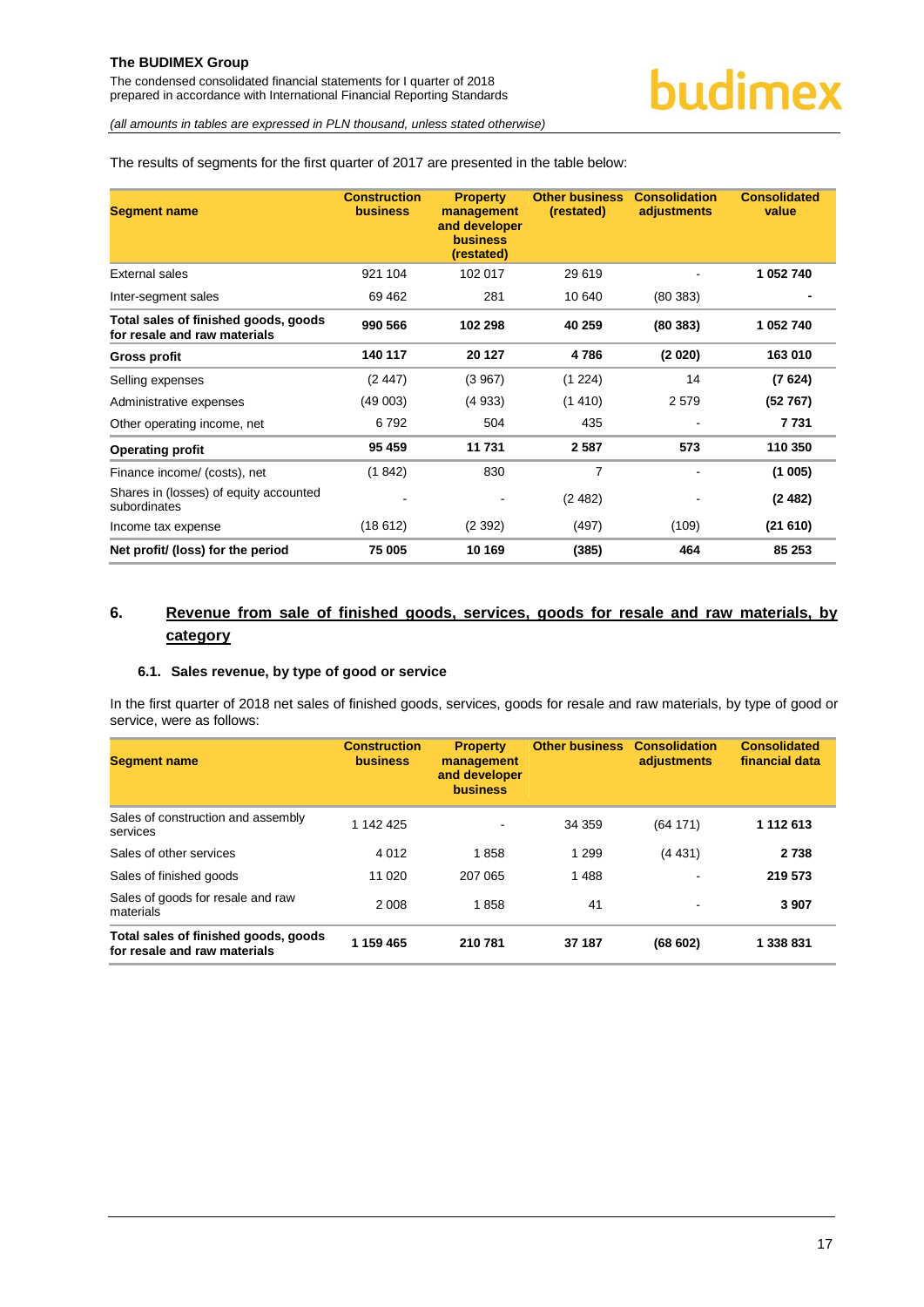The results of segments for the first quarter of 2017 are presented in the table below:

| Segment name | Construction business | Property management and developer business (restated) | Other business (restated) | Consolidation adjustments | Consolidated value |
|---|---|---|---|---|---|
| External sales | 921 104 | 102 017 | 29 619 | - | **1 052 740** |
| Inter-segment sales | 69 462 | 281 | 10 640 | (80 383) | **-** |
| **Total sales of finished goods, goods for resale and raw materials** | **990 566** | **102 298** | **40 259** | **(80 383)** | **1 052 740** |
| **Gross profit** | **140 117** | **20 127** | **4 786** | **(2 020)** | **163 010** |
| Selling expenses | (2 447) | (3 967) | (1 224) | 14 | **(7 624)** |
| Administrative expenses | (49 003) | (4 933) | (1 410) | 2 579 | **(52 767)** |
| Other operating income, net | 6 792 | 504 | 435 | - | **7 731** |
| **Operating profit** | **95 459** | **11 731** | **2 587** | **573** | **110 350** |
| Finance income/ (costs), net | (1 842) | 830 | 7 | - | **(1 005)** |
| Shares in (losses) of equity accounted subordinates | - | - | (2 482) | - | **(2 482)** |
| Income tax expense | (18 612) | (2 392) | (497) | (109) | **(21 610)** |
| **Net profit/ (loss) for the period** | **75 005** | **10 169** | **(385)** | **464** | **85 253** |

## 6. Revenue from sale of finished goods, services, goods for resale and raw materials, by category

### 6.1. Sales revenue, by type of good or service

In the first quarter of 2018 net sales of finished goods, services, goods for resale and raw materials, by type of good or service, were as follows:

| Segment name | Construction business | Property management and developer business | Other business | Consolidation adjustments | Consolidated financial data |
|---|---|---|---|---|---|
| Sales of construction and assembly services | 1 142 425 | - | 34 359 | (64 171) | **1 112 613** |
| Sales of other services | 4 012 | 1 858 | 1 299 | (4 431) | **2 738** |
| Sales of finished goods | 11 020 | 207 065 | 1 488 | - | **219 573** |
| Sales of goods for resale and raw materials | 2 008 | 1 858 | 41 | - | **3 907** |
| **Total sales of finished goods, goods for resale and raw materials** | **1 159 465** | **210 781** | **37 187** | **(68 602)** | **1 338 831** |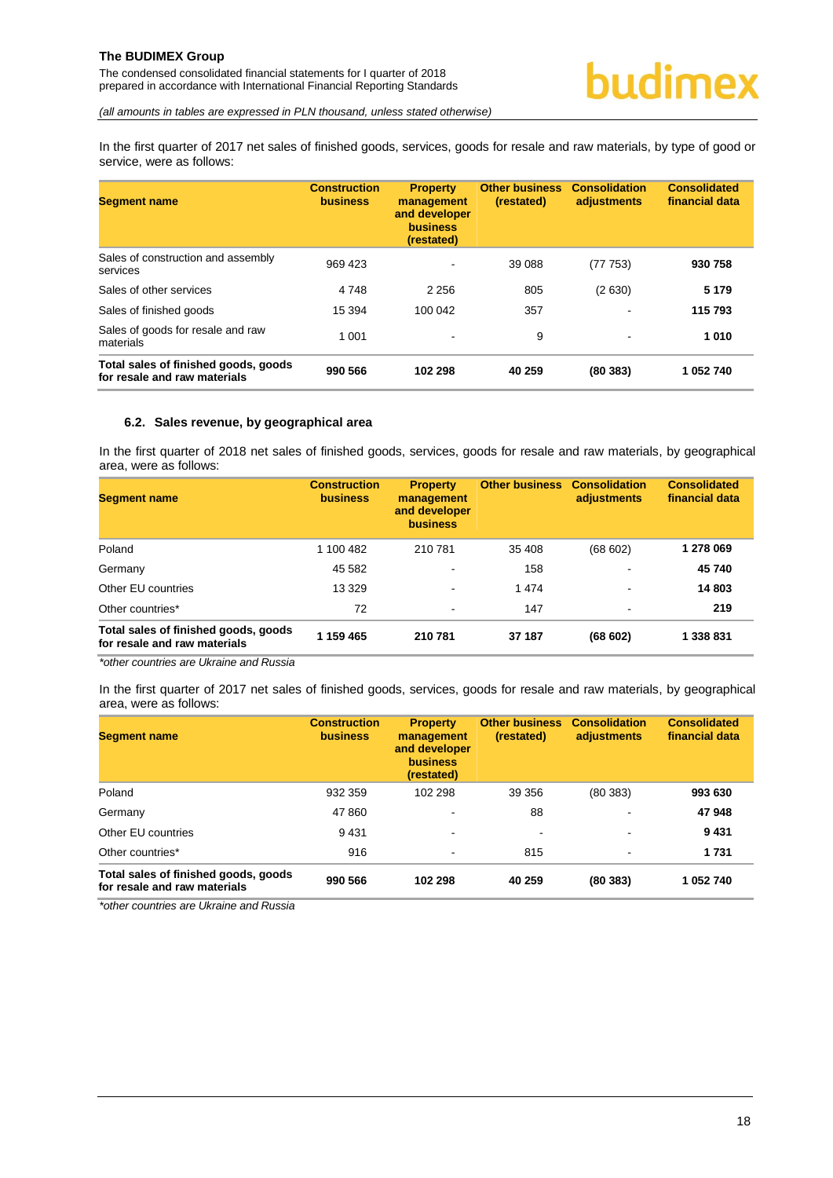In the first quarter of 2017 net sales of finished goods, services, goods for resale and raw materials, by type of good or service, were as follows:

| Segment name | Construction business | Property management and developer business (restated) | Other business (restated) | Consolidation adjustments | Consolidated financial data |
|---|---|---|---|---|---|
| Sales of construction and assembly services | 969 423 | - | 39 088 | (77 753) | **930 758** |
| Sales of other services | 4 748 | 2 256 | 805 | (2 630) | **5 179** |
| Sales of finished goods | 15 394 | 100 042 | 357 | - | **115 793** |
| Sales of goods for resale and raw materials | 1 001 | - | 9 | - | **1 010** |
| **Total sales of finished goods, goods for resale and raw materials** | **990 566** | **102 298** | **40 259** | **(80 383)** | **1 052 740** |

### 6.2. Sales revenue, by geographical area

In the first quarter of 2018 net sales of finished goods, services, goods for resale and raw materials, by geographical area, were as follows:

| Segment name | Construction business | Property management and developer business | Other business | Consolidation adjustments | Consolidated financial data |
|---|---|---|---|---|---|
| Poland | 1 100 482 | 210 781 | 35 408 | (68 602) | **1 278 069** |
| Germany | 45 582 | - | 158 | - | **45 740** |
| Other EU countries | 13 329 | - | 1 474 | - | **14 803** |
| Other countries* | 72 | - | 147 | - | **219** |
| **Total sales of finished goods, goods for resale and raw materials** | **1 159 465** | **210 781** | **37 187** | **(68 602)** | **1 338 831** |

*\*other countries are Ukraine and Russia*

In the first quarter of 2017 net sales of finished goods, services, goods for resale and raw materials, by geographical area, were as follows:

| Segment name | Construction business | Property management and developer business (restated) | Other business (restated) | Consolidation adjustments | Consolidated financial data |
|---|---|---|---|---|---|
| Poland | 932 359 | 102 298 | 39 356 | (80 383) | **993 630** |
| Germany | 47 860 | - | 88 | - | **47 948** |
| Other EU countries | 9 431 | - | - | - | **9 431** |
| Other countries* | 916 | - | 815 | - | **1 731** |
| **Total sales of finished goods, goods for resale and raw materials** | **990 566** | **102 298** | **40 259** | **(80 383)** | **1 052 740** |

*\*other countries are Ukraine and Russia*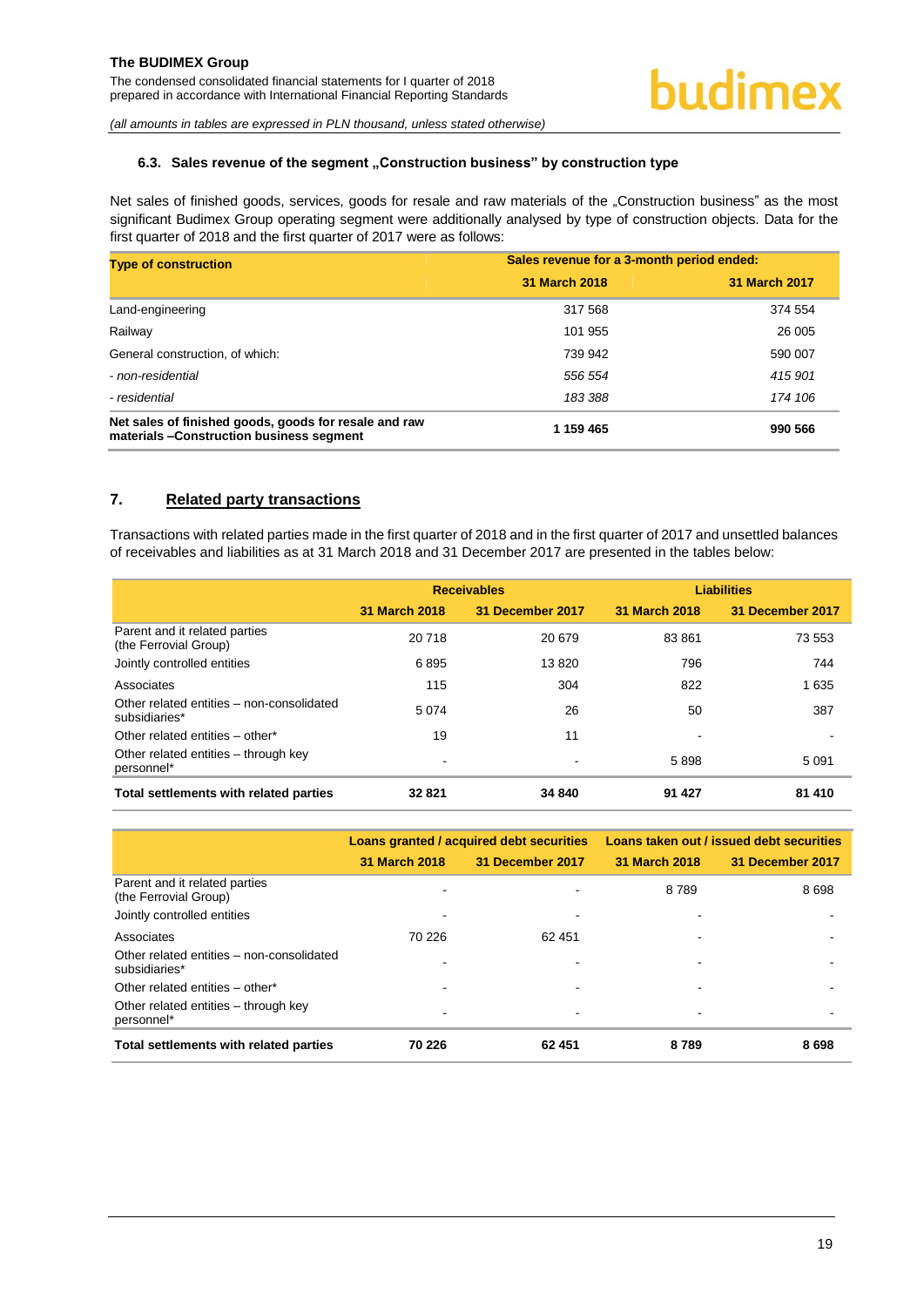### 6.3. Sales revenue of the segment „Construction business" by construction type

Net sales of finished goods, services, goods for resale and raw materials of the „Construction business" as the most significant Budimex Group operating segment were additionally analysed by type of construction objects. Data for the first quarter of 2018 and the first quarter of 2017 were as follows:

| Type of construction | Sales revenue for a 3-month period ended: | |
|---|---|---|
| | 31 March 2018 | 31 March 2017 |
| Land-engineering | 317 568 | 374 554 |
| Railway | 101 955 | 26 005 |
| General construction, of which: | 739 942 | 590 007 |
| *- non-residential* | *556 554* | *415 901* |
| *- residential* | *183 388* | *174 106* |
| **Net sales of finished goods, goods for resale and raw materials –Construction business segment** | **1 159 465** | **990 566** |

## 7. Related party transactions

Transactions with related parties made in the first quarter of 2018 and in the first quarter of 2017 and unsettled balances of receivables and liabilities as at 31 March 2018 and 31 December 2017 are presented in the tables below:

| | Receivables | | Liabilities | |
|---|---|---|---|---|
| | 31 March 2018 | 31 December 2017 | 31 March 2018 | 31 December 2017 |
| Parent and it related parties (the Ferrovial Group) | 20 718 | 20 679 | 83 861 | 73 553 |
| Jointly controlled entities | 6 895 | 13 820 | 796 | 744 |
| Associates | 115 | 304 | 822 | 1 635 |
| Other related entities – non-consolidated subsidiaries* | 5 074 | 26 | 50 | 387 |
| Other related entities – other* | 19 | 11 | - | - |
| Other related entities – through key personnel* | - | - | 5 898 | 5 091 |
| **Total settlements with related parties** | **32 821** | **34 840** | **91 427** | **81 410** |

| | Loans granted / acquired debt securities | | Loans taken out / issued debt securities | |
|---|---|---|---|---|
| | 31 March 2018 | 31 December 2017 | 31 March 2018 | 31 December 2017 |
| Parent and it related parties (the Ferrovial Group) | - | - | 8 789 | 8 698 |
| Jointly controlled entities | - | - | - | - |
| Associates | 70 226 | 62 451 | - | - |
| Other related entities – non-consolidated subsidiaries* | - | - | - | - |
| Other related entities – other* | - | - | - | - |
| Other related entities – through key personnel* | - | - | - | - |
| **Total settlements with related parties** | **70 226** | **62 451** | **8 789** | **8 698** |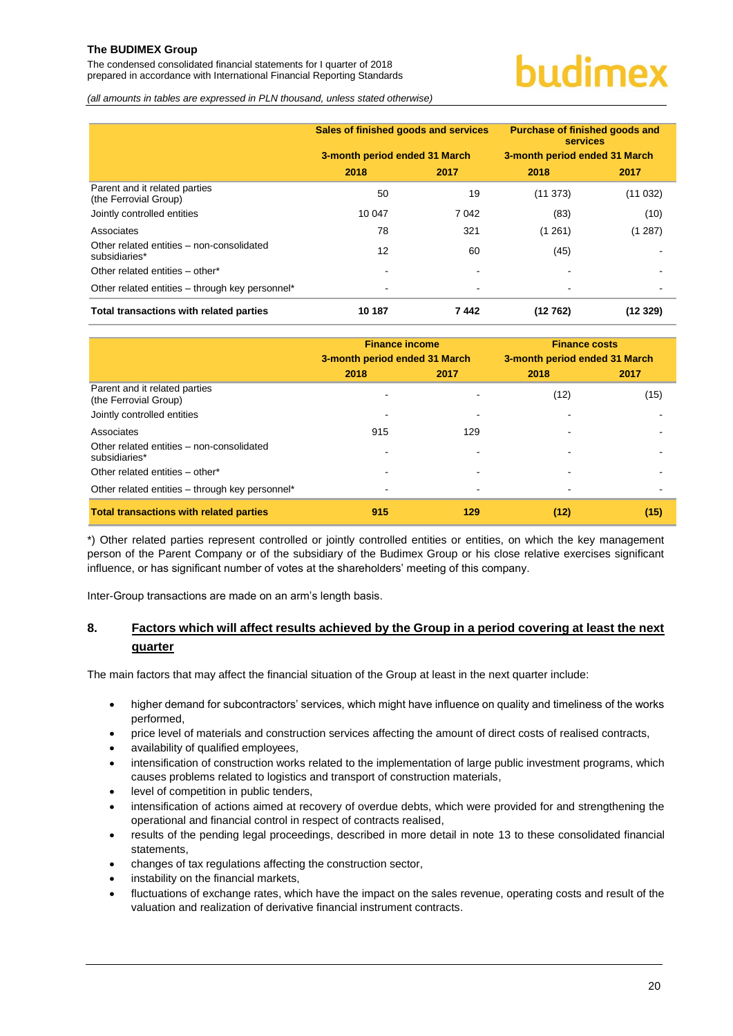| | Sales of finished goods and services | | Purchase of finished goods and services | |
|---|---|---|---|---|
| | 3-month period ended 31 March | | 3-month period ended 31 March | |
| | 2018 | 2017 | 2018 | 2017 |
| Parent and it related parties (the Ferrovial Group) | 50 | 19 | (11 373) | (11 032) |
| Jointly controlled entities | 10 047 | 7 042 | (83) | (10) |
| Associates | 78 | 321 | (1 261) | (1 287) |
| Other related entities – non-consolidated subsidiaries* | 12 | 60 | (45) | - |
| Other related entities – other* | - | - | - | - |
| Other related entities – through key personnel* | - | - | - | - |
| **Total transactions with related parties** | **10 187** | **7 442** | **(12 762)** | **(12 329)** |

| | Finance income | | Finance costs | |
|---|---|---|---|---|
| | 3-month period ended 31 March | | 3-month period ended 31 March | |
| | 2018 | 2017 | 2018 | 2017 |
| Parent and it related parties (the Ferrovial Group) | - | - | (12) | (15) |
| Jointly controlled entities | - | - | - | - |
| Associates | 915 | 129 | - | - |
| Other related entities – non-consolidated subsidiaries* | - | - | - | - |
| Other related entities – other* | - | - | - | - |
| Other related entities – through key personnel* | - | - | - | - |
| **Total transactions with related parties** | **915** | **129** | **(12)** | **(15)** |

*) Other related parties represent controlled or jointly controlled entities or entities, on which the key management person of the Parent Company or of the subsidiary of the Budimex Group or his close relative exercises significant influence, or has significant number of votes at the shareholders' meeting of this company.

Inter-Group transactions are made on an arm's length basis.

## 8. Factors which will affect results achieved by the Group in a period covering at least the next quarter

The main factors that may affect the financial situation of the Group at least in the next quarter include:

- higher demand for subcontractors' services, which might have influence on quality and timeliness of the works performed,
- price level of materials and construction services affecting the amount of direct costs of realised contracts,
- availability of qualified employees,
- intensification of construction works related to the implementation of large public investment programs, which causes problems related to logistics and transport of construction materials,
- level of competition in public tenders,
- intensification of actions aimed at recovery of overdue debts, which were provided for and strengthening the operational and financial control in respect of contracts realised,
- results of the pending legal proceedings, described in more detail in note 13 to these consolidated financial statements,
- changes of tax regulations affecting the construction sector,
- instability on the financial markets,
- fluctuations of exchange rates, which have the impact on the sales revenue, operating costs and result of the valuation and realization of derivative financial instrument contracts.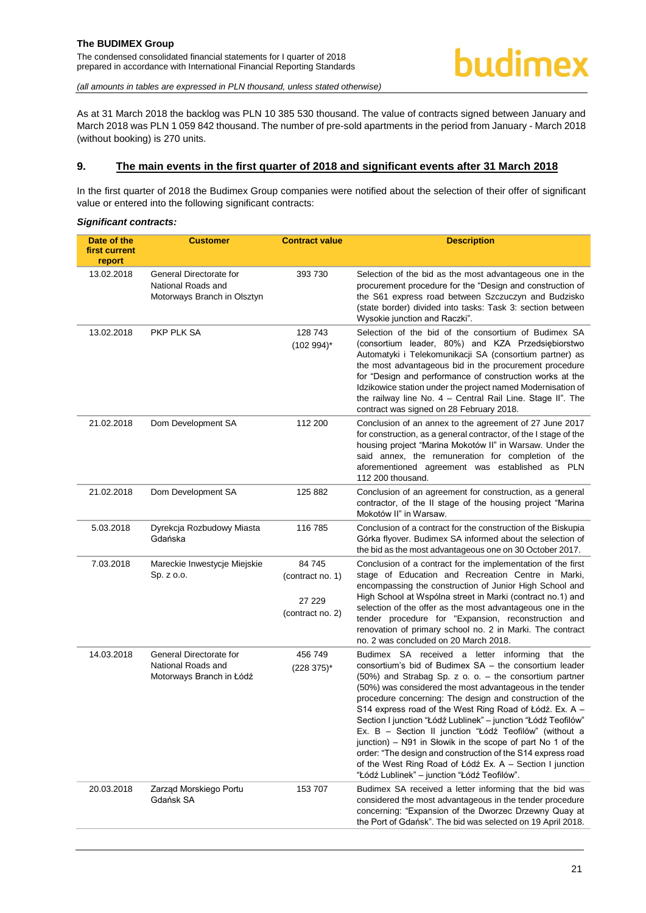As at 31 March 2018 the backlog was PLN 10 385 530 thousand. The value of contracts signed between January and March 2018 was PLN 1 059 842 thousand. The number of pre-sold apartments in the period from January - March 2018 (without booking) is 270 units.

## 9. The main events in the first quarter of 2018 and significant events after 31 March 2018

In the first quarter of 2018 the Budimex Group companies were notified about the selection of their offer of significant value or entered into the following significant contracts:

***Significant contracts:***

| Date of the first current report | Customer | Contract value | Description |
|---|---|---|---|
| 13.02.2018 | General Directorate for National Roads and Motorways Branch in Olsztyn | 393 730 | Selection of the bid as the most advantageous one in the procurement procedure for the "Design and construction of the S61 express road between Szczuczyn and Budzisko (state border) divided into tasks: Task 3: section between Wysokie junction and Raczki". |
| 13.02.2018 | PKP PLK SA | 128 743 (102 994)* | Selection of the bid of the consortium of Budimex SA (consortium leader, 80%) and KZA Przedsiębiorstwo Automatyki i Telekomunikacji SA (consortium partner) as the most advantageous bid in the procurement procedure for "Design and performance of construction works at the Idzikowice station under the project named Modernisation of the railway line No. 4 – Central Rail Line. Stage II". The contract was signed on 28 February 2018. |
| 21.02.2018 | Dom Development SA | 112 200 | Conclusion of an annex to the agreement of 27 June 2017 for construction, as a general contractor, of the I stage of the housing project "Marina Mokotów II" in Warsaw. Under the said annex, the remuneration for completion of the aforementioned agreement was established as PLN 112 200 thousand. |
| 21.02.2018 | Dom Development SA | 125 882 | Conclusion of an agreement for construction, as a general contractor, of the II stage of the housing project "Marina Mokotów II" in Warsaw. |
| 5.03.2018 | Dyrekcja Rozbudowy Miasta Gdańska | 116 785 | Conclusion of a contract for the construction of the Biskupia Górka flyover. Budimex SA informed about the selection of the bid as the most advantageous one on 30 October 2017. |
| 7.03.2018 | Mareckie Inwestycje Miejskie Sp. z o.o. | 84 745 (contract no. 1)<br><br>27 229 (contract no. 2) | Conclusion of a contract for the implementation of the first stage of Education and Recreation Centre in Marki, encompassing the construction of Junior High School and High School at Wspólna street in Marki (contract no.1) and selection of the offer as the most advantageous one in the tender procedure for "Expansion, reconstruction and renovation of primary school no. 2 in Marki. The contract no. 2 was concluded on 20 March 2018. |
| 14.03.2018 | General Directorate for National Roads and Motorways Branch in Łódź | 456 749 (228 375)* | Budimex SA received a letter informing that the consortium's bid of Budimex SA – the consortium leader (50%) and Strabag Sp. z o. o. – the consortium partner (50%) was considered the most advantageous in the tender procedure concerning: The design and construction of the S14 express road of the West Ring Road of Łódź. Ex. A – Section I junction "Łódź Lublinek" – junction "Łódź Teofilów" Ex. B – Section II junction "Łódź Teofilów" (without a junction) – N91 in Słowik in the scope of part No 1 of the order: "The design and construction of the S14 express road of the West Ring Road of Łódź Ex. A – Section I junction "Łódź Lublinek" – junction "Łódź Teofilów". |
| 20.03.2018 | Zarząd Morskiego Portu Gdańsk SA | 153 707 | Budimex SA received a letter informing that the bid was considered the most advantageous in the tender procedure concerning: "Expansion of the Dworzec Drzewny Quay at the Port of Gdańsk". The bid was selected on 19 April 2018. |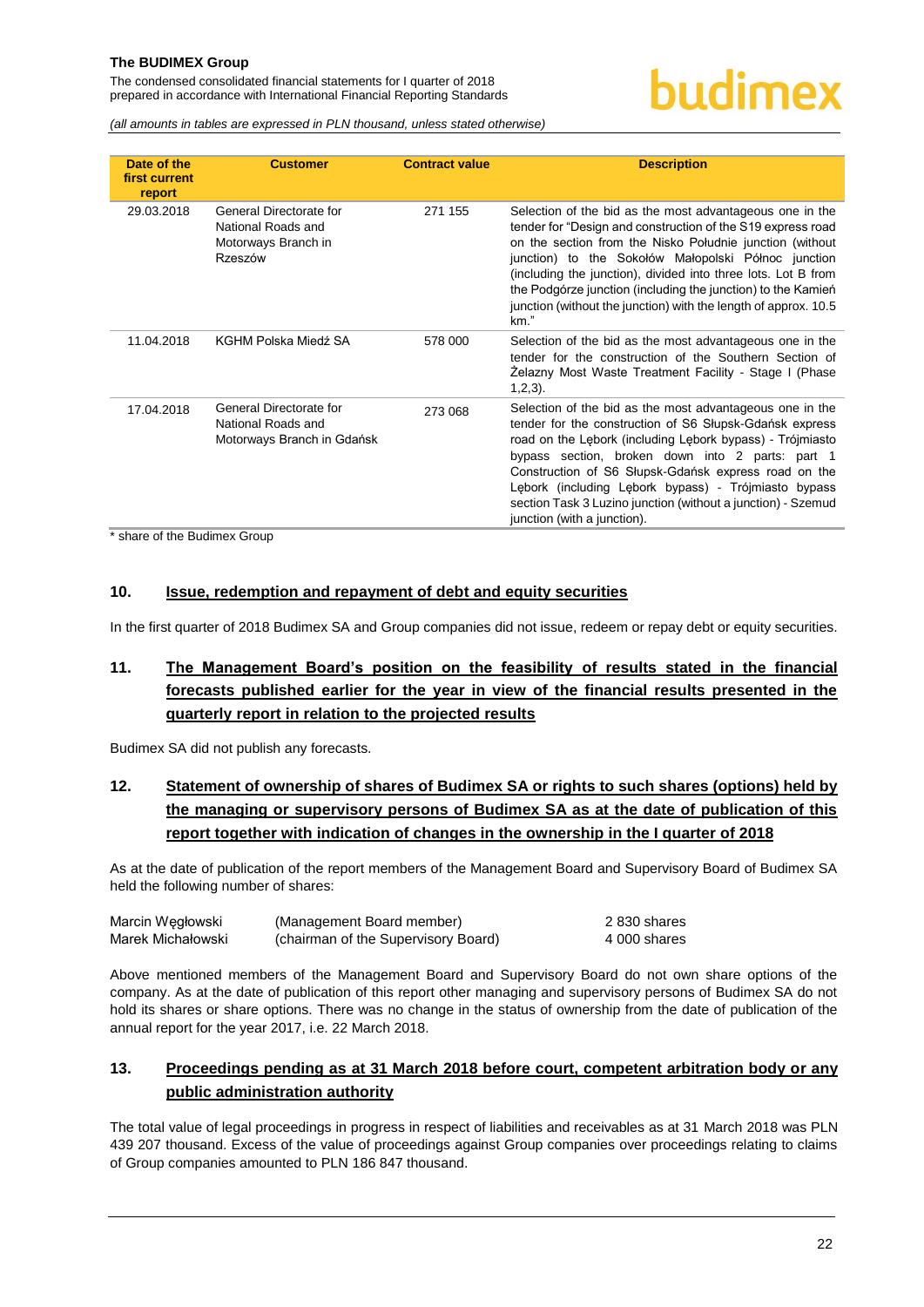| Date of the first current report | Customer | Contract value | Description |
| --- | --- | --- | --- |
| 29.03.2018 | General Directorate for National Roads and Motorways Branch in Rzeszów | 271 155 | Selection of the bid as the most advantageous one in the tender for "Design and construction of the S19 express road on the section from the Nisko Południe junction (without junction) to the Sokołów Małopolski Północ junction (including the junction), divided into three lots. Lot B from the Podgórze junction (including the junction) to the Kamień junction (without the junction) with the length of approx. 10.5 km." |
| 11.04.2018 | KGHM Polska Miedź SA | 578 000 | Selection of the bid as the most advantageous one in the tender for the construction of the Southern Section of Żelazny Most Waste Treatment Facility - Stage I (Phase 1,2,3). |
| 17.04.2018 | General Directorate for National Roads and Motorways Branch in Gdańsk | 273 068 | Selection of the bid as the most advantageous one in the tender for the construction of S6 Słupsk-Gdańsk express road on the Lębork (including Lębork bypass) - Trójmiasto bypass section, broken down into 2 parts: part 1 Construction of S6 Słupsk-Gdańsk express road on the Lębork (including Lębork bypass) - Trójmiasto bypass section Task 3 Luzino junction (without a junction) - Szemud junction (with a junction). |

\* share of the Budimex Group

## 10. Issue, redemption and repayment of debt and equity securities

In the first quarter of 2018 Budimex SA and Group companies did not issue, redeem or repay debt or equity securities.

## 11. The Management Board's position on the feasibility of results stated in the financial forecasts published earlier for the year in view of the financial results presented in the quarterly report in relation to the projected results

Budimex SA did not publish any forecasts.

## 12. Statement of ownership of shares of Budimex SA or rights to such shares (options) held by the managing or supervisory persons of Budimex SA as at the date of publication of this report together with indication of changes in the ownership in the I quarter of 2018

As at the date of publication of the report members of the Management Board and Supervisory Board of Budimex SA held the following number of shares:

| | | |
| --- | --- | --- |
| Marcin Węgłowski | (Management Board member) | 2 830 shares |
| Marek Michałowski | (chairman of the Supervisory Board) | 4 000 shares |

Above mentioned members of the Management Board and Supervisory Board do not own share options of the company. As at the date of publication of this report other managing and supervisory persons of Budimex SA do not hold its shares or share options. There was no change in the status of ownership from the date of publication of the annual report for the year 2017, i.e. 22 March 2018.

## 13. Proceedings pending as at 31 March 2018 before court, competent arbitration body or any public administration authority

The total value of legal proceedings in progress in respect of liabilities and receivables as at 31 March 2018 was PLN 439 207 thousand. Excess of the value of proceedings against Group companies over proceedings relating to claims of Group companies amounted to PLN 186 847 thousand.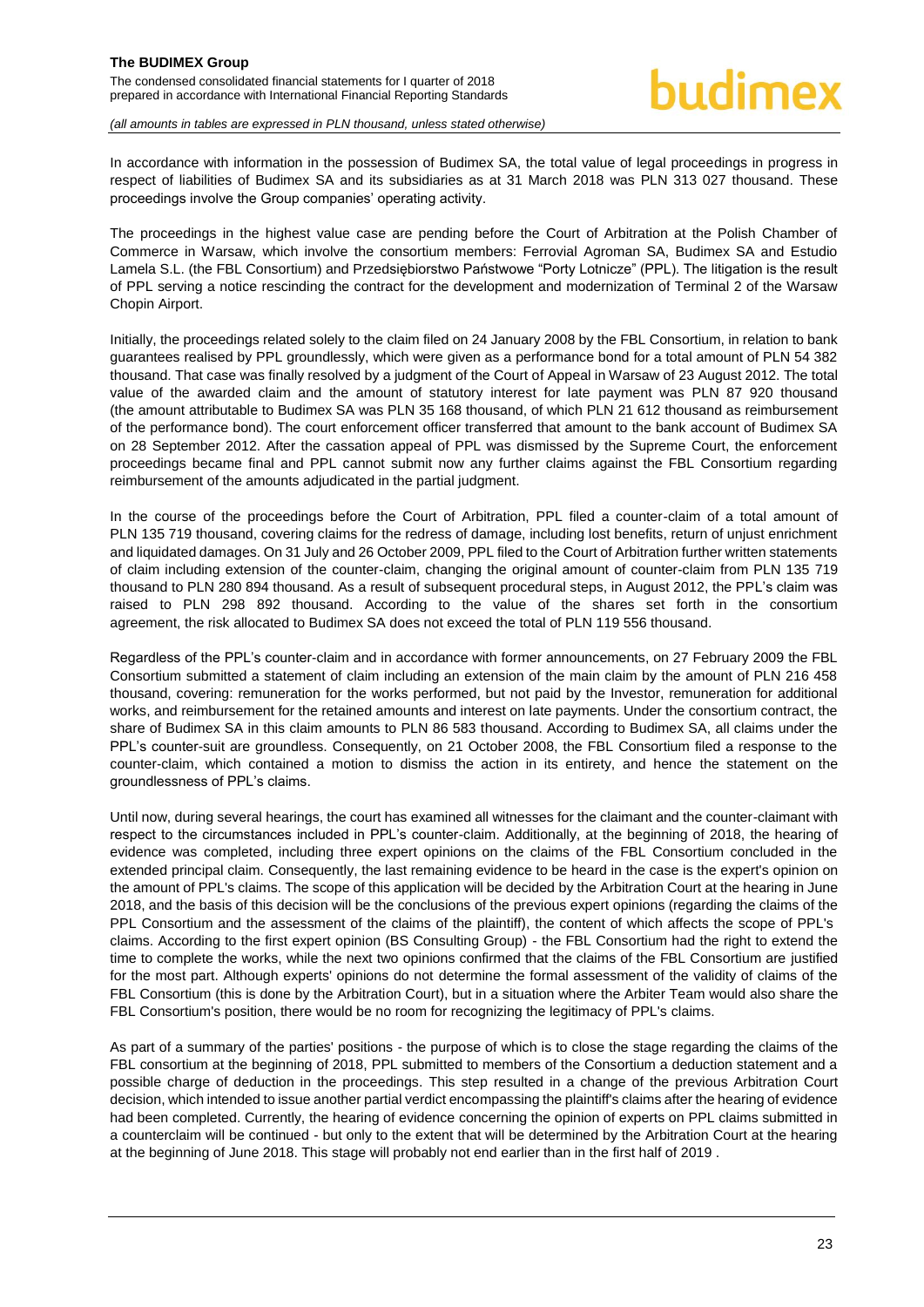In accordance with information in the possession of Budimex SA, the total value of legal proceedings in progress in respect of liabilities of Budimex SA and its subsidiaries as at 31 March 2018 was PLN 313 027 thousand. These proceedings involve the Group companies' operating activity.

The proceedings in the highest value case are pending before the Court of Arbitration at the Polish Chamber of Commerce in Warsaw, which involve the consortium members: Ferrovial Agroman SA, Budimex SA and Estudio Lamela S.L. (the FBL Consortium) and Przedsiębiorstwo Państwowe "Porty Lotnicze" (PPL). The litigation is the result of PPL serving a notice rescinding the contract for the development and modernization of Terminal 2 of the Warsaw Chopin Airport.

Initially, the proceedings related solely to the claim filed on 24 January 2008 by the FBL Consortium, in relation to bank guarantees realised by PPL groundlessly, which were given as a performance bond for a total amount of PLN 54 382 thousand. That case was finally resolved by a judgment of the Court of Appeal in Warsaw of 23 August 2012. The total value of the awarded claim and the amount of statutory interest for late payment was PLN 87 920 thousand (the amount attributable to Budimex SA was PLN 35 168 thousand, of which PLN 21 612 thousand as reimbursement of the performance bond). The court enforcement officer transferred that amount to the bank account of Budimex SA on 28 September 2012. After the cassation appeal of PPL was dismissed by the Supreme Court, the enforcement proceedings became final and PPL cannot submit now any further claims against the FBL Consortium regarding reimbursement of the amounts adjudicated in the partial judgment.

In the course of the proceedings before the Court of Arbitration, PPL filed a counter-claim of a total amount of PLN 135 719 thousand, covering claims for the redress of damage, including lost benefits, return of unjust enrichment and liquidated damages. On 31 July and 26 October 2009, PPL filed to the Court of Arbitration further written statements of claim including extension of the counter-claim, changing the original amount of counter-claim from PLN 135 719 thousand to PLN 280 894 thousand. As a result of subsequent procedural steps, in August 2012, the PPL's claim was raised to PLN 298 892 thousand. According to the value of the shares set forth in the consortium agreement, the risk allocated to Budimex SA does not exceed the total of PLN 119 556 thousand.

Regardless of the PPL's counter-claim and in accordance with former announcements, on 27 February 2009 the FBL Consortium submitted a statement of claim including an extension of the main claim by the amount of PLN 216 458 thousand, covering: remuneration for the works performed, but not paid by the Investor, remuneration for additional works, and reimbursement for the retained amounts and interest on late payments. Under the consortium contract, the share of Budimex SA in this claim amounts to PLN 86 583 thousand. According to Budimex SA, all claims under the PPL's counter-suit are groundless. Consequently, on 21 October 2008, the FBL Consortium filed a response to the counter-claim, which contained a motion to dismiss the action in its entirety, and hence the statement on the groundlessness of PPL's claims.

Until now, during several hearings, the court has examined all witnesses for the claimant and the counter-claimant with respect to the circumstances included in PPL's counter-claim. Additionally, at the beginning of 2018, the hearing of evidence was completed, including three expert opinions on the claims of the FBL Consortium concluded in the extended principal claim. Consequently, the last remaining evidence to be heard in the case is the expert's opinion on the amount of PPL's claims. The scope of this application will be decided by the Arbitration Court at the hearing in June 2018, and the basis of this decision will be the conclusions of the previous expert opinions (regarding the claims of the PPL Consortium and the assessment of the claims of the plaintiff), the content of which affects the scope of PPL's claims. According to the first expert opinion (BS Consulting Group) - the FBL Consortium had the right to extend the time to complete the works, while the next two opinions confirmed that the claims of the FBL Consortium are justified for the most part. Although experts' opinions do not determine the formal assessment of the validity of claims of the FBL Consortium (this is done by the Arbitration Court), but in a situation where the Arbiter Team would also share the FBL Consortium's position, there would be no room for recognizing the legitimacy of PPL's claims.

As part of a summary of the parties' positions - the purpose of which is to close the stage regarding the claims of the FBL consortium at the beginning of 2018, PPL submitted to members of the Consortium a deduction statement and a possible charge of deduction in the proceedings. This step resulted in a change of the previous Arbitration Court decision, which intended to issue another partial verdict encompassing the plaintiff's claims after the hearing of evidence had been completed. Currently, the hearing of evidence concerning the opinion of experts on PPL claims submitted in a counterclaim will be continued - but only to the extent that will be determined by the Arbitration Court at the hearing at the beginning of June 2018. This stage will probably not end earlier than in the first half of 2019 .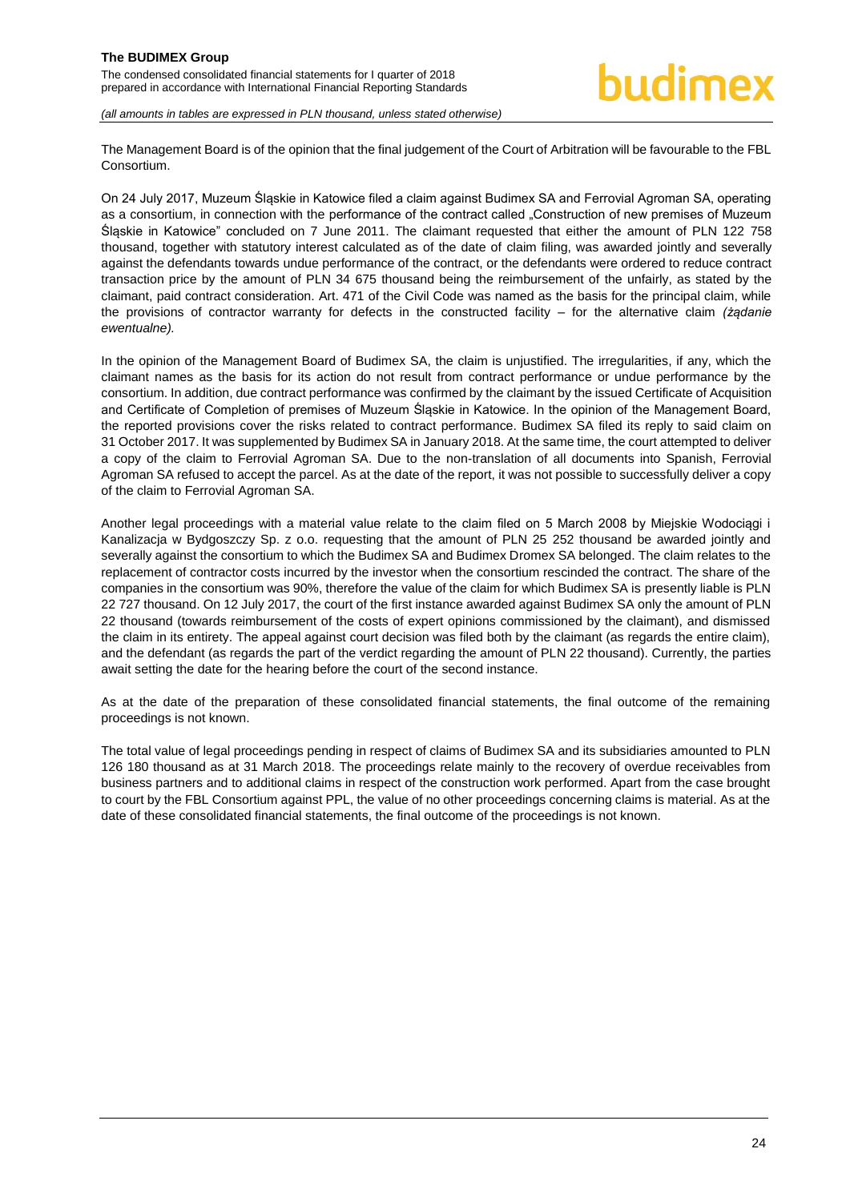The Management Board is of the opinion that the final judgement of the Court of Arbitration will be favourable to the FBL Consortium.

On 24 July 2017, Muzeum Śląskie in Katowice filed a claim against Budimex SA and Ferrovial Agroman SA, operating as a consortium, in connection with the performance of the contract called „Construction of new premises of Muzeum Śląskie in Katowice" concluded on 7 June 2011. The claimant requested that either the amount of PLN 122 758 thousand, together with statutory interest calculated as of the date of claim filing, was awarded jointly and severally against the defendants towards undue performance of the contract, or the defendants were ordered to reduce contract transaction price by the amount of PLN 34 675 thousand being the reimbursement of the unfairly, as stated by the claimant, paid contract consideration. Art. 471 of the Civil Code was named as the basis for the principal claim, while the provisions of contractor warranty for defects in the constructed facility – for the alternative claim *(żądanie ewentualne).*

In the opinion of the Management Board of Budimex SA, the claim is unjustified. The irregularities, if any, which the claimant names as the basis for its action do not result from contract performance or undue performance by the consortium. In addition, due contract performance was confirmed by the claimant by the issued Certificate of Acquisition and Certificate of Completion of premises of Muzeum Śląskie in Katowice. In the opinion of the Management Board, the reported provisions cover the risks related to contract performance. Budimex SA filed its reply to said claim on 31 October 2017. It was supplemented by Budimex SA in January 2018. At the same time, the court attempted to deliver a copy of the claim to Ferrovial Agroman SA. Due to the non-translation of all documents into Spanish, Ferrovial Agroman SA refused to accept the parcel. As at the date of the report, it was not possible to successfully deliver a copy of the claim to Ferrovial Agroman SA.

Another legal proceedings with a material value relate to the claim filed on 5 March 2008 by Miejskie Wodociągi i Kanalizacja w Bydgoszczy Sp. z o.o. requesting that the amount of PLN 25 252 thousand be awarded jointly and severally against the consortium to which the Budimex SA and Budimex Dromex SA belonged. The claim relates to the replacement of contractor costs incurred by the investor when the consortium rescinded the contract. The share of the companies in the consortium was 90%, therefore the value of the claim for which Budimex SA is presently liable is PLN 22 727 thousand. On 12 July 2017, the court of the first instance awarded against Budimex SA only the amount of PLN 22 thousand (towards reimbursement of the costs of expert opinions commissioned by the claimant), and dismissed the claim in its entirety. The appeal against court decision was filed both by the claimant (as regards the entire claim), and the defendant (as regards the part of the verdict regarding the amount of PLN 22 thousand). Currently, the parties await setting the date for the hearing before the court of the second instance.

As at the date of the preparation of these consolidated financial statements, the final outcome of the remaining proceedings is not known.

The total value of legal proceedings pending in respect of claims of Budimex SA and its subsidiaries amounted to PLN 126 180 thousand as at 31 March 2018. The proceedings relate mainly to the recovery of overdue receivables from business partners and to additional claims in respect of the construction work performed. Apart from the case brought to court by the FBL Consortium against PPL, the value of no other proceedings concerning claims is material. As at the date of these consolidated financial statements, the final outcome of the proceedings is not known.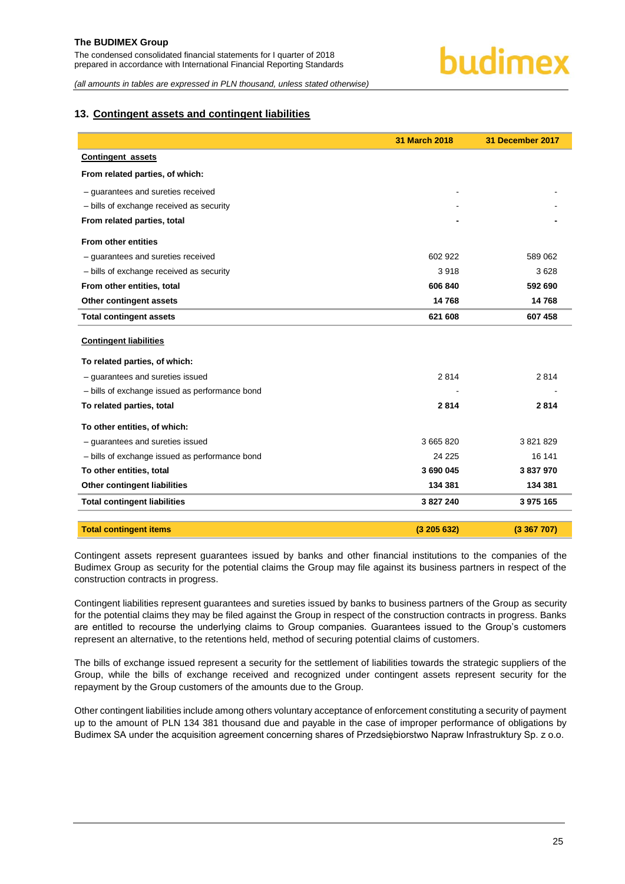## 13. Contingent assets and contingent liabilities

| | 31 March 2018 | 31 December 2017 |
|---|---|---|
| **Contingent assets** | | |
| **From related parties, of which:** | | |
| – guarantees and sureties received | - | - |
| – bills of exchange received as security | - | - |
| **From related parties, total** | **-** | **-** |
| **From other entities** | | |
| – guarantees and sureties received | 602 922 | 589 062 |
| – bills of exchange received as security | 3 918 | 3 628 |
| **From other entities, total** | **606 840** | **592 690** |
| **Other contingent assets** | **14 768** | **14 768** |
| **Total contingent assets** | **621 608** | **607 458** |
| **Contingent liabilities** | | |
| **To related parties, of which:** | | |
| – guarantees and sureties issued | 2 814 | 2 814 |
| – bills of exchange issued as performance bond | - | - |
| **To related parties, total** | **2 814** | **2 814** |
| **To other entities, of which:** | | |
| – guarantees and sureties issued | 3 665 820 | 3 821 829 |
| – bills of exchange issued as performance bond | 24 225 | 16 141 |
| **To other entities, total** | **3 690 045** | **3 837 970** |
| **Other contingent liabilities** | **134 381** | **134 381** |
| **Total contingent liabilities** | **3 827 240** | **3 975 165** |
| **Total contingent items** | **(3 205 632)** | **(3 367 707)** |

Contingent assets represent guarantees issued by banks and other financial institutions to the companies of the Budimex Group as security for the potential claims the Group may file against its business partners in respect of the construction contracts in progress.

Contingent liabilities represent guarantees and sureties issued by banks to business partners of the Group as security for the potential claims they may be filed against the Group in respect of the construction contracts in progress. Banks are entitled to recourse the underlying claims to Group companies. Guarantees issued to the Group's customers represent an alternative, to the retentions held, method of securing potential claims of customers.

The bills of exchange issued represent a security for the settlement of liabilities towards the strategic suppliers of the Group, while the bills of exchange received and recognized under contingent assets represent security for the repayment by the Group customers of the amounts due to the Group.

Other contingent liabilities include among others voluntary acceptance of enforcement constituting a security of payment up to the amount of PLN 134 381 thousand due and payable in the case of improper performance of obligations by Budimex SA under the acquisition agreement concerning shares of Przedsiębiorstwo Napraw Infrastruktury Sp. z o.o.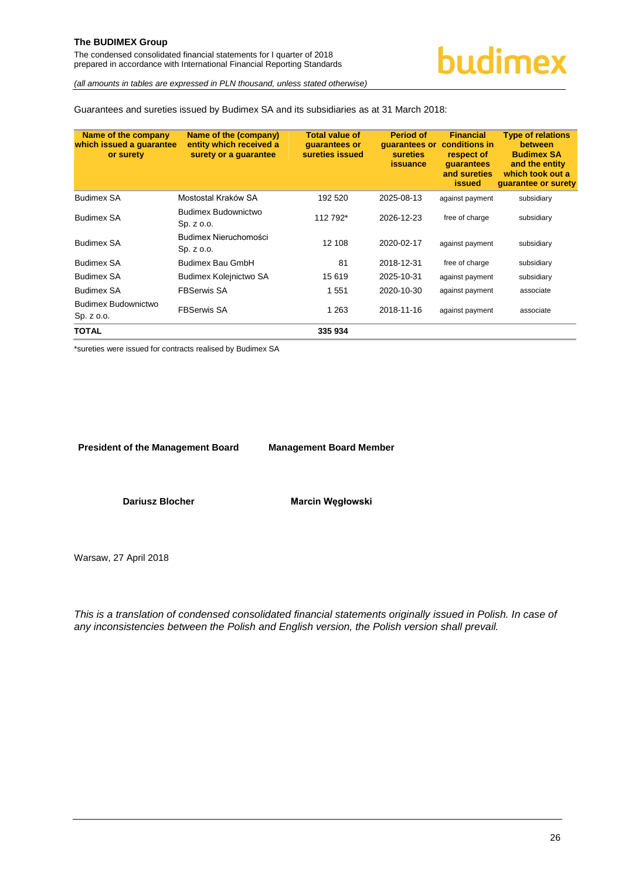Guarantees and sureties issued by Budimex SA and its subsidiaries as at 31 March 2018:

| Name of the company which issued a guarantee or surety | Name of the (company) entity which received a surety or a guarantee | Total value of guarantees or sureties issued | Period of guarantees or sureties issuance | Financial conditions in respect of guarantees and sureties issued | Type of relations between Budimex SA and the entity which took out a guarantee or surety |
|---|---|---|---|---|---|
| Budimex SA | Mostostal Kraków SA | 192 520 | 2025-08-13 | against payment | subsidiary |
| Budimex SA | Budimex Budownictwo Sp. z o.o. | 112 792* | 2026-12-23 | free of charge | subsidiary |
| Budimex SA | Budimex Nieruchomości Sp. z o.o. | 12 108 | 2020-02-17 | against payment | subsidiary |
| Budimex SA | Budimex Bau GmbH | 81 | 2018-12-31 | free of charge | subsidiary |
| Budimex SA | Budimex Kolejnictwo SA | 15 619 | 2025-10-31 | against payment | subsidiary |
| Budimex SA | FBSerwis SA | 1 551 | 2020-10-30 | against payment | associate |
| Budimex Budownictwo Sp. z o.o. | FBSerwis SA | 1 263 | 2018-11-16 | against payment | associate |
| **TOTAL** | | **335 934** | | | |

*sureties were issued for contracts realised by Budimex SA

**President of the Management Board**

**Dariusz Blocher**

**Management Board Member**

**Marcin Węgłowski**

Warsaw, 27 April 2018

*This is a translation of condensed consolidated financial statements originally issued in Polish. In case of any inconsistencies between the Polish and English version, the Polish version shall prevail.*